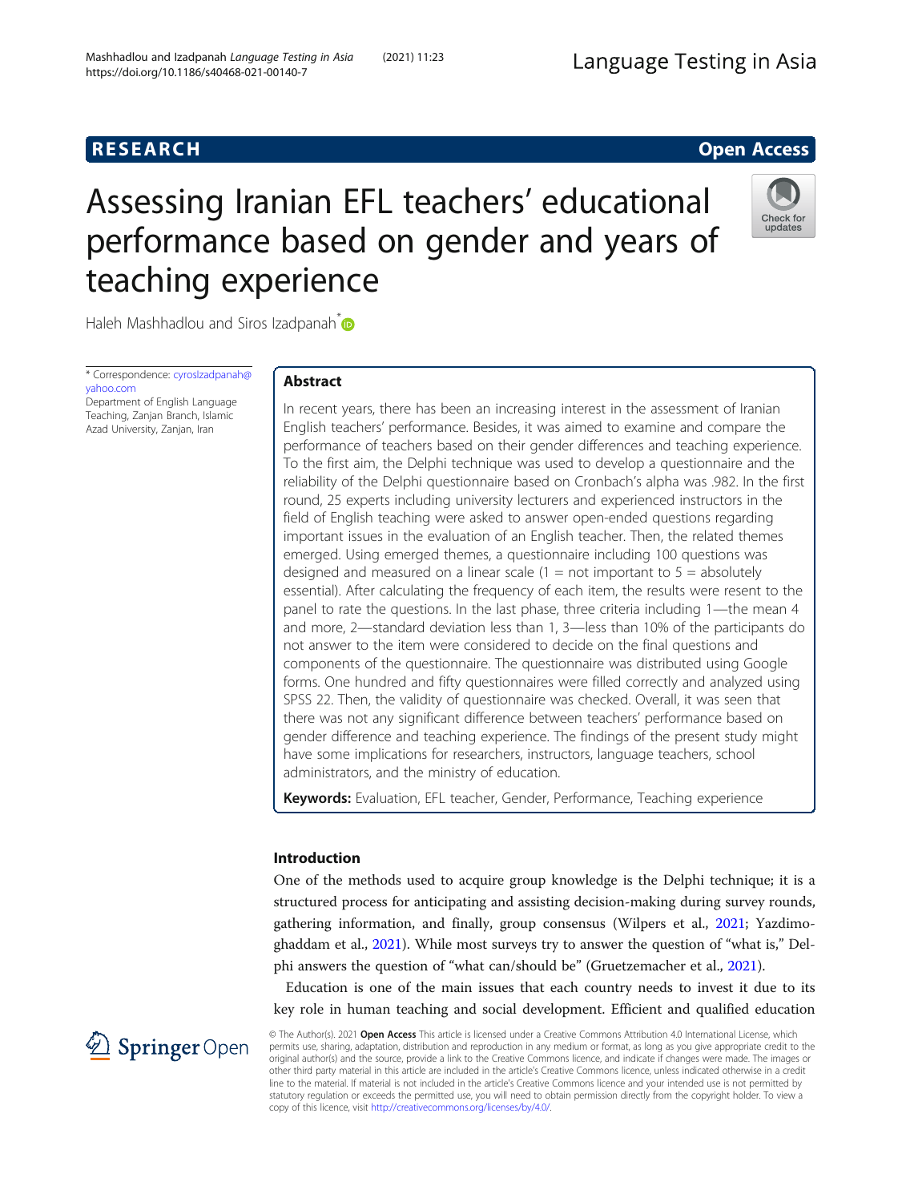RESEARCH

Open Access

# Assessing Iranian EFL teachers' educational performance based on gender and years of teaching experience

Haleh Mashhadlou and Siros Izadpanah*

\* Correspondence: cyroslzadpanah@yahoo.com
Department of English Language Teaching, Zanjan Branch, Islamic Azad University, Zanjan, Iran

## Abstract

In recent years, there has been an increasing interest in the assessment of Iranian English teachers' performance. Besides, it was aimed to examine and compare the performance of teachers based on their gender differences and teaching experience. To the first aim, the Delphi technique was used to develop a questionnaire and the reliability of the Delphi questionnaire based on Cronbach's alpha was .982. In the first round, 25 experts including university lecturers and experienced instructors in the field of English teaching were asked to answer open-ended questions regarding important issues in the evaluation of an English teacher. Then, the related themes emerged. Using emerged themes, a questionnaire including 100 questions was designed and measured on a linear scale (1 = not important to 5 = absolutely essential). After calculating the frequency of each item, the results were resent to the panel to rate the questions. In the last phase, three criteria including 1—the mean 4 and more, 2—standard deviation less than 1, 3—less than 10% of the participants do not answer to the item were considered to decide on the final questions and components of the questionnaire. The questionnaire was distributed using Google forms. One hundred and fifty questionnaires were filled correctly and analyzed using SPSS 22. Then, the validity of questionnaire was checked. Overall, it was seen that there was not any significant difference between teachers' performance based on gender difference and teaching experience. The findings of the present study might have some implications for researchers, instructors, language teachers, school administrators, and the ministry of education.

**Keywords:** Evaluation, EFL teacher, Gender, Performance, Teaching experience

## Introduction

One of the methods used to acquire group knowledge is the Delphi technique; it is a structured process for anticipating and assisting decision-making during survey rounds, gathering information, and finally, group consensus (Wilpers et al., 2021; Yazdimoghaddam et al., 2021). While most surveys try to answer the question of "what is," Delphi answers the question of "what can/should be" (Gruetzemacher et al., 2021).

Education is one of the main issues that each country needs to invest it due to its key role in human teaching and social development. Efficient and qualified education

© The Author(s). 2021 **Open Access** This article is licensed under a Creative Commons Attribution 4.0 International License, which permits use, sharing, adaptation, distribution and reproduction in any medium or format, as long as you give appropriate credit to the original author(s) and the source, provide a link to the Creative Commons licence, and indicate if changes were made. The images or other third party material in this article are included in the article's Creative Commons licence, unless indicated otherwise in a credit line to the material. If material is not included in the article's Creative Commons licence and your intended use is not permitted by statutory regulation or exceeds the permitted use, you will need to obtain permission directly from the copyright holder. To view a copy of this licence, visit http://creativecommons.org/licenses/by/4.0/.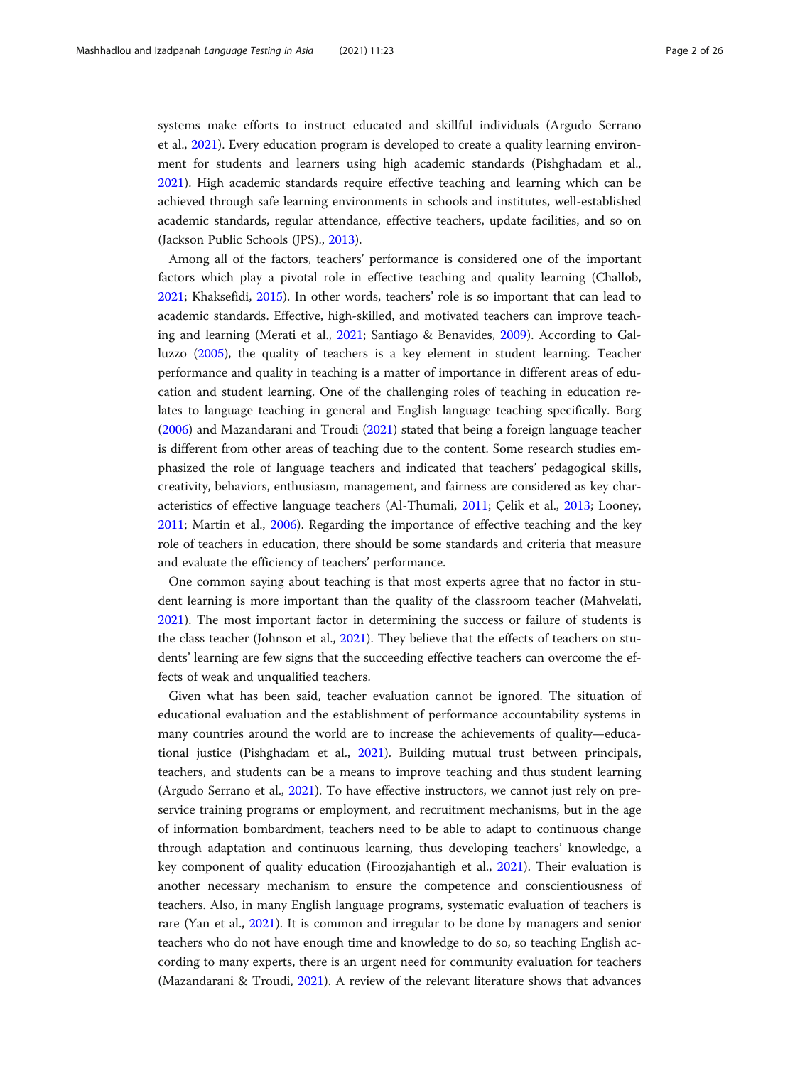systems make efforts to instruct educated and skillful individuals (Argudo Serrano et al., 2021). Every education program is developed to create a quality learning environment for students and learners using high academic standards (Pishghadam et al., 2021). High academic standards require effective teaching and learning which can be achieved through safe learning environments in schools and institutes, well-established academic standards, regular attendance, effective teachers, update facilities, and so on (Jackson Public Schools (JPS)., 2013).

Among all of the factors, teachers' performance is considered one of the important factors which play a pivotal role in effective teaching and quality learning (Challob, 2021; Khaksefidi, 2015). In other words, teachers' role is so important that can lead to academic standards. Effective, high-skilled, and motivated teachers can improve teaching and learning (Merati et al., 2021; Santiago & Benavides, 2009). According to Galluzzo (2005), the quality of teachers is a key element in student learning. Teacher performance and quality in teaching is a matter of importance in different areas of education and student learning. One of the challenging roles of teaching in education relates to language teaching in general and English language teaching specifically. Borg (2006) and Mazandarani and Troudi (2021) stated that being a foreign language teacher is different from other areas of teaching due to the content. Some research studies emphasized the role of language teachers and indicated that teachers' pedagogical skills, creativity, behaviors, enthusiasm, management, and fairness are considered as key characteristics of effective language teachers (Al-Thumali, 2011; Çelik et al., 2013; Looney, 2011; Martin et al., 2006). Regarding the importance of effective teaching and the key role of teachers in education, there should be some standards and criteria that measure and evaluate the efficiency of teachers' performance.

One common saying about teaching is that most experts agree that no factor in student learning is more important than the quality of the classroom teacher (Mahvelati, 2021). The most important factor in determining the success or failure of students is the class teacher (Johnson et al., 2021). They believe that the effects of teachers on students' learning are few signs that the succeeding effective teachers can overcome the effects of weak and unqualified teachers.

Given what has been said, teacher evaluation cannot be ignored. The situation of educational evaluation and the establishment of performance accountability systems in many countries around the world are to increase the achievements of quality—educational justice (Pishghadam et al., 2021). Building mutual trust between principals, teachers, and students can be a means to improve teaching and thus student learning (Argudo Serrano et al., 2021). To have effective instructors, we cannot just rely on pre-service training programs or employment, and recruitment mechanisms, but in the age of information bombardment, teachers need to be able to adapt to continuous change through adaptation and continuous learning, thus developing teachers' knowledge, a key component of quality education (Firoozjahantigh et al., 2021). Their evaluation is another necessary mechanism to ensure the competence and conscientiousness of teachers. Also, in many English language programs, systematic evaluation of teachers is rare (Yan et al., 2021). It is common and irregular to be done by managers and senior teachers who do not have enough time and knowledge to do so, so teaching English according to many experts, there is an urgent need for community evaluation for teachers (Mazandarani & Troudi, 2021). A review of the relevant literature shows that advances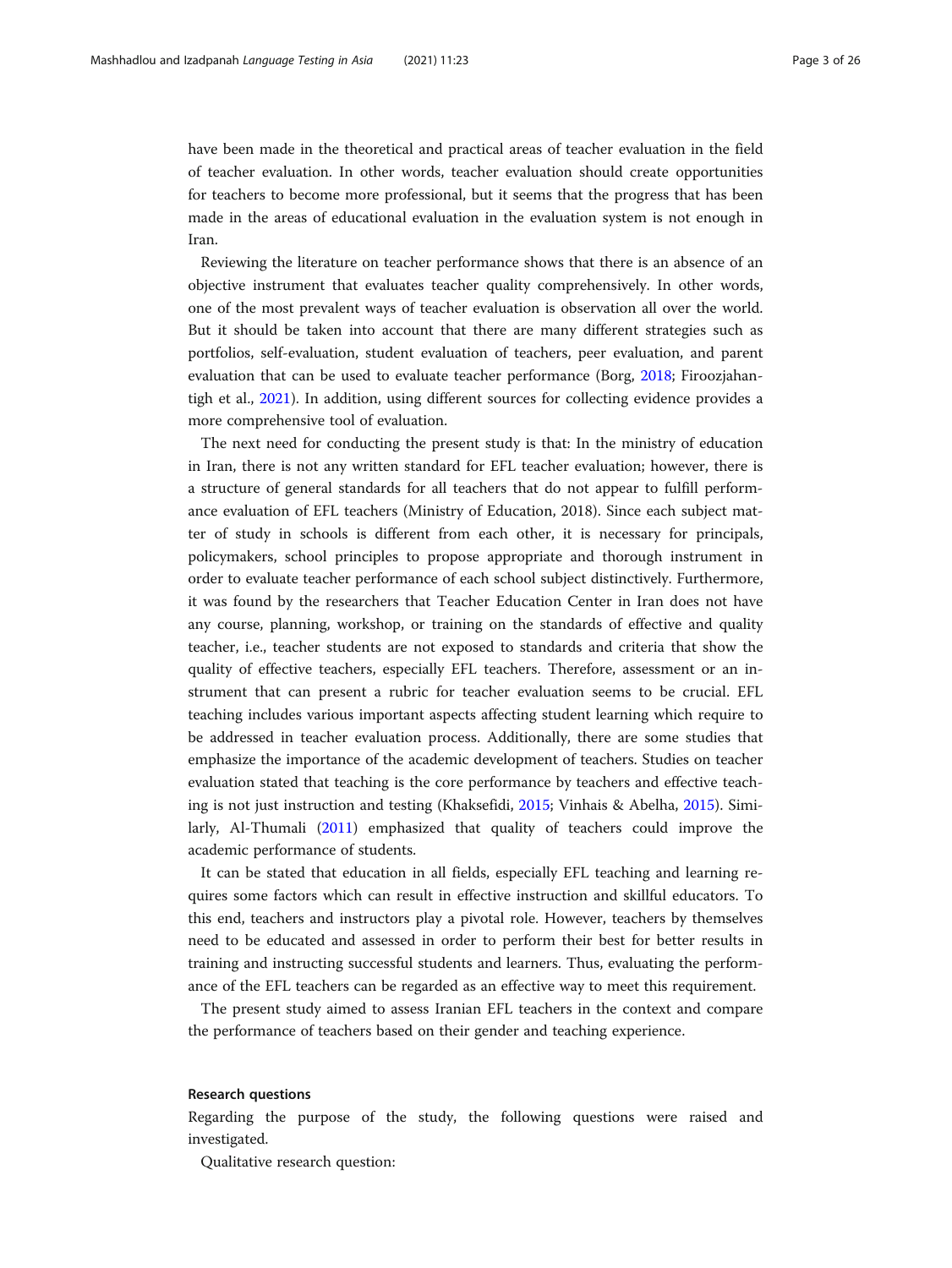have been made in the theoretical and practical areas of teacher evaluation in the field of teacher evaluation. In other words, teacher evaluation should create opportunities for teachers to become more professional, but it seems that the progress that has been made in the areas of educational evaluation in the evaluation system is not enough in Iran.

Reviewing the literature on teacher performance shows that there is an absence of an objective instrument that evaluates teacher quality comprehensively. In other words, one of the most prevalent ways of teacher evaluation is observation all over the world. But it should be taken into account that there are many different strategies such as portfolios, self-evaluation, student evaluation of teachers, peer evaluation, and parent evaluation that can be used to evaluate teacher performance (Borg, 2018; Firoozjahantigh et al., 2021). In addition, using different sources for collecting evidence provides a more comprehensive tool of evaluation.

The next need for conducting the present study is that: In the ministry of education in Iran, there is not any written standard for EFL teacher evaluation; however, there is a structure of general standards for all teachers that do not appear to fulfill performance evaluation of EFL teachers (Ministry of Education, 2018). Since each subject matter of study in schools is different from each other, it is necessary for principals, policymakers, school principles to propose appropriate and thorough instrument in order to evaluate teacher performance of each school subject distinctively. Furthermore, it was found by the researchers that Teacher Education Center in Iran does not have any course, planning, workshop, or training on the standards of effective and quality teacher, i.e., teacher students are not exposed to standards and criteria that show the quality of effective teachers, especially EFL teachers. Therefore, assessment or an instrument that can present a rubric for teacher evaluation seems to be crucial. EFL teaching includes various important aspects affecting student learning which require to be addressed in teacher evaluation process. Additionally, there are some studies that emphasize the importance of the academic development of teachers. Studies on teacher evaluation stated that teaching is the core performance by teachers and effective teaching is not just instruction and testing (Khaksefidi, 2015; Vinhais & Abelha, 2015). Similarly, Al-Thumali (2011) emphasized that quality of teachers could improve the academic performance of students.

It can be stated that education in all fields, especially EFL teaching and learning requires some factors which can result in effective instruction and skillful educators. To this end, teachers and instructors play a pivotal role. However, teachers by themselves need to be educated and assessed in order to perform their best for better results in training and instructing successful students and learners. Thus, evaluating the performance of the EFL teachers can be regarded as an effective way to meet this requirement.

The present study aimed to assess Iranian EFL teachers in the context and compare the performance of teachers based on their gender and teaching experience.

#### Research questions

Regarding the purpose of the study, the following questions were raised and investigated.

Qualitative research question: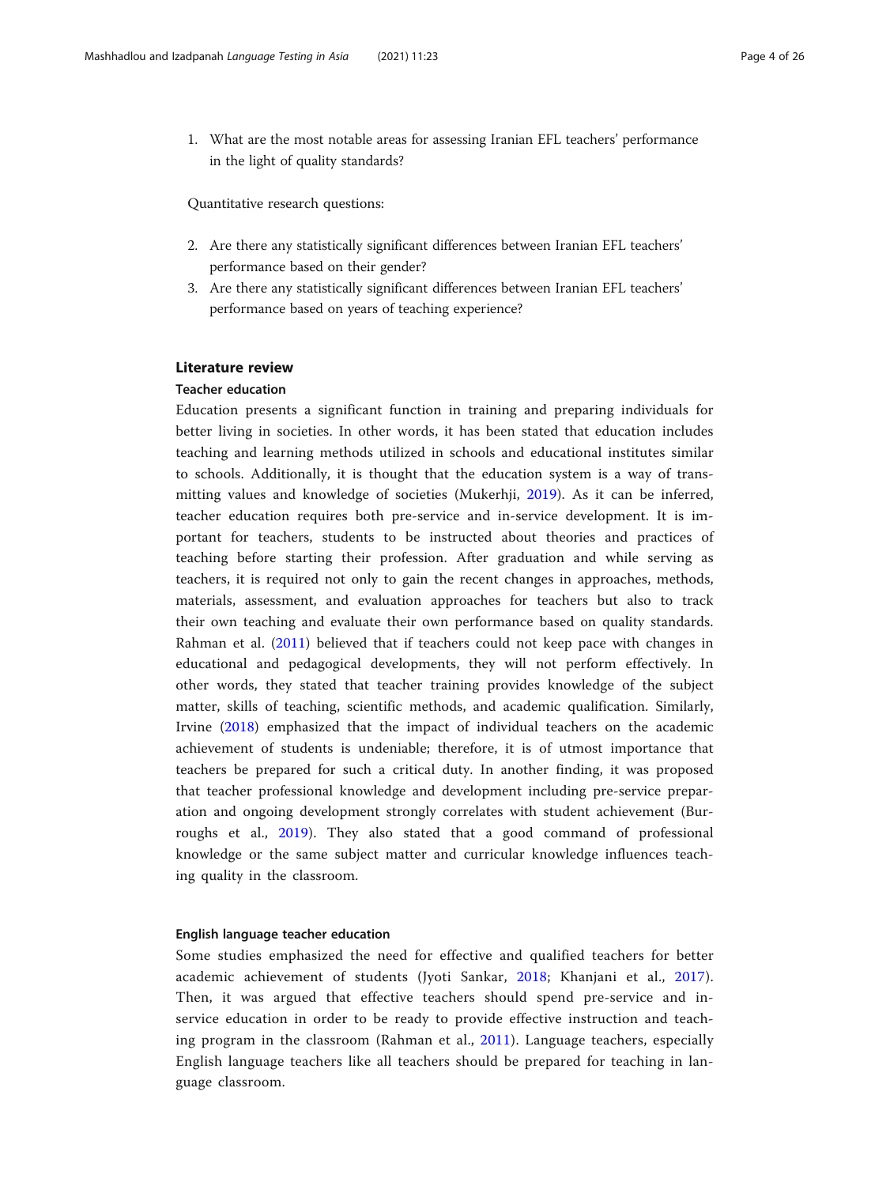1. What are the most notable areas for assessing Iranian EFL teachers' performance in the light of quality standards?

Quantitative research questions:

2. Are there any statistically significant differences between Iranian EFL teachers' performance based on their gender?
3. Are there any statistically significant differences between Iranian EFL teachers' performance based on years of teaching experience?

## Literature review

### Teacher education

Education presents a significant function in training and preparing individuals for better living in societies. In other words, it has been stated that education includes teaching and learning methods utilized in schools and educational institutes similar to schools. Additionally, it is thought that the education system is a way of transmitting values and knowledge of societies (Mukerhji, 2019). As it can be inferred, teacher education requires both pre-service and in-service development. It is important for teachers, students to be instructed about theories and practices of teaching before starting their profession. After graduation and while serving as teachers, it is required not only to gain the recent changes in approaches, methods, materials, assessment, and evaluation approaches for teachers but also to track their own teaching and evaluate their own performance based on quality standards. Rahman et al. (2011) believed that if teachers could not keep pace with changes in educational and pedagogical developments, they will not perform effectively. In other words, they stated that teacher training provides knowledge of the subject matter, skills of teaching, scientific methods, and academic qualification. Similarly, Irvine (2018) emphasized that the impact of individual teachers on the academic achievement of students is undeniable; therefore, it is of utmost importance that teachers be prepared for such a critical duty. In another finding, it was proposed that teacher professional knowledge and development including pre-service preparation and ongoing development strongly correlates with student achievement (Burroughs et al., 2019). They also stated that a good command of professional knowledge or the same subject matter and curricular knowledge influences teaching quality in the classroom.

### English language teacher education

Some studies emphasized the need for effective and qualified teachers for better academic achievement of students (Jyoti Sankar, 2018; Khanjani et al., 2017). Then, it was argued that effective teachers should spend pre-service and in-service education in order to be ready to provide effective instruction and teaching program in the classroom (Rahman et al., 2011). Language teachers, especially English language teachers like all teachers should be prepared for teaching in language classroom.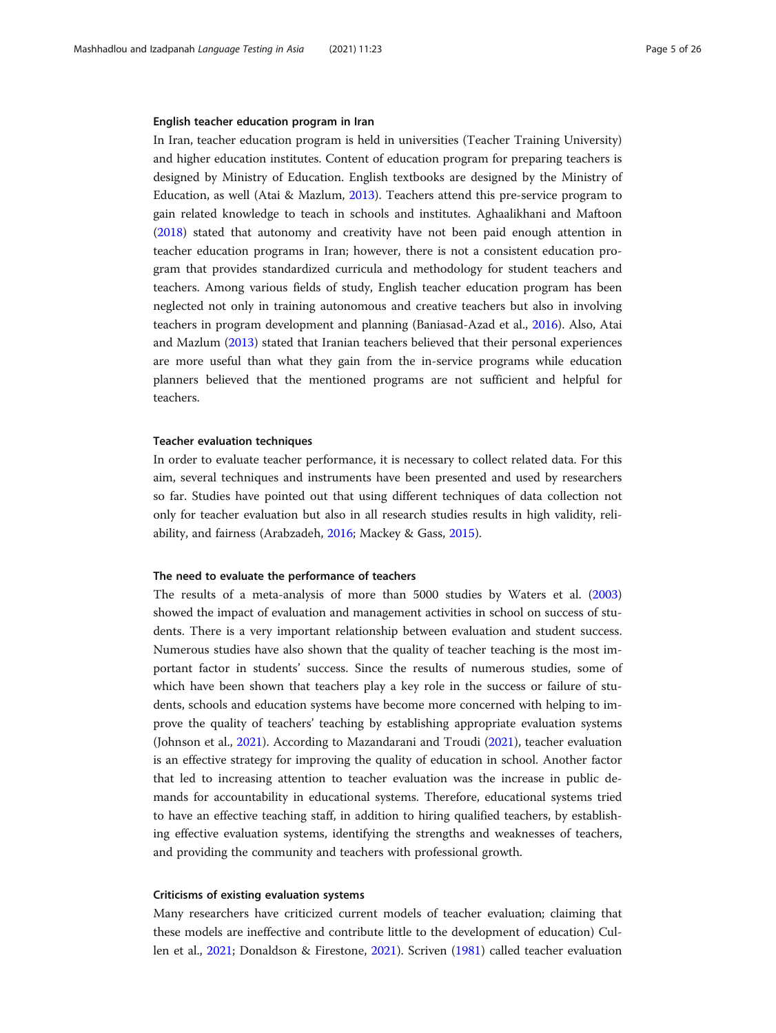### English teacher education program in Iran

In Iran, teacher education program is held in universities (Teacher Training University) and higher education institutes. Content of education program for preparing teachers is designed by Ministry of Education. English textbooks are designed by the Ministry of Education, as well (Atai & Mazlum, 2013). Teachers attend this pre-service program to gain related knowledge to teach in schools and institutes. Aghaalikhani and Maftoon (2018) stated that autonomy and creativity have not been paid enough attention in teacher education programs in Iran; however, there is not a consistent education program that provides standardized curricula and methodology for student teachers and teachers. Among various fields of study, English teacher education program has been neglected not only in training autonomous and creative teachers but also in involving teachers in program development and planning (Baniasad-Azad et al., 2016). Also, Atai and Mazlum (2013) stated that Iranian teachers believed that their personal experiences are more useful than what they gain from the in-service programs while education planners believed that the mentioned programs are not sufficient and helpful for teachers.

### Teacher evaluation techniques

In order to evaluate teacher performance, it is necessary to collect related data. For this aim, several techniques and instruments have been presented and used by researchers so far. Studies have pointed out that using different techniques of data collection not only for teacher evaluation but also in all research studies results in high validity, reliability, and fairness (Arabzadeh, 2016; Mackey & Gass, 2015).

### The need to evaluate the performance of teachers

The results of a meta-analysis of more than 5000 studies by Waters et al. (2003) showed the impact of evaluation and management activities in school on success of students. There is a very important relationship between evaluation and student success. Numerous studies have also shown that the quality of teacher teaching is the most important factor in students' success. Since the results of numerous studies, some of which have been shown that teachers play a key role in the success or failure of students, schools and education systems have become more concerned with helping to improve the quality of teachers' teaching by establishing appropriate evaluation systems (Johnson et al., 2021). According to Mazandarani and Troudi (2021), teacher evaluation is an effective strategy for improving the quality of education in school. Another factor that led to increasing attention to teacher evaluation was the increase in public demands for accountability in educational systems. Therefore, educational systems tried to have an effective teaching staff, in addition to hiring qualified teachers, by establishing effective evaluation systems, identifying the strengths and weaknesses of teachers, and providing the community and teachers with professional growth.

### Criticisms of existing evaluation systems

Many researchers have criticized current models of teacher evaluation; claiming that these models are ineffective and contribute little to the development of education) Cullen et al., 2021; Donaldson & Firestone, 2021). Scriven (1981) called teacher evaluation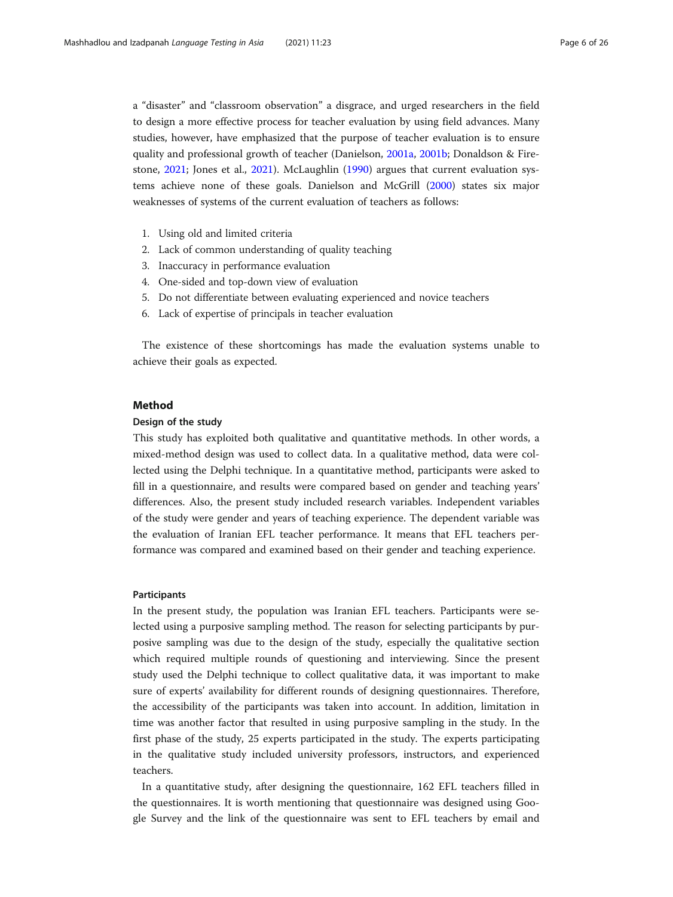a “disaster” and “classroom observation” a disgrace, and urged researchers in the field to design a more effective process for teacher evaluation by using field advances. Many studies, however, have emphasized that the purpose of teacher evaluation is to ensure quality and professional growth of teacher (Danielson, 2001a, 2001b; Donaldson & Firestone, 2021; Jones et al., 2021). McLaughlin (1990) argues that current evaluation systems achieve none of these goals. Danielson and McGrill (2000) states six major weaknesses of systems of the current evaluation of teachers as follows:

1. Using old and limited criteria
2. Lack of common understanding of quality teaching
3. Inaccuracy in performance evaluation
4. One-sided and top-down view of evaluation
5. Do not differentiate between evaluating experienced and novice teachers
6. Lack of expertise of principals in teacher evaluation

The existence of these shortcomings has made the evaluation systems unable to achieve their goals as expected.

## Method

### Design of the study

This study has exploited both qualitative and quantitative methods. In other words, a mixed-method design was used to collect data. In a qualitative method, data were collected using the Delphi technique. In a quantitative method, participants were asked to fill in a questionnaire, and results were compared based on gender and teaching years' differences. Also, the present study included research variables. Independent variables of the study were gender and years of teaching experience. The dependent variable was the evaluation of Iranian EFL teacher performance. It means that EFL teachers performance was compared and examined based on their gender and teaching experience.

### Participants

In the present study, the population was Iranian EFL teachers. Participants were selected using a purposive sampling method. The reason for selecting participants by purposive sampling was due to the design of the study, especially the qualitative section which required multiple rounds of questioning and interviewing. Since the present study used the Delphi technique to collect qualitative data, it was important to make sure of experts' availability for different rounds of designing questionnaires. Therefore, the accessibility of the participants was taken into account. In addition, limitation in time was another factor that resulted in using purposive sampling in the study. In the first phase of the study, 25 experts participated in the study. The experts participating in the qualitative study included university professors, instructors, and experienced teachers.

In a quantitative study, after designing the questionnaire, 162 EFL teachers filled in the questionnaires. It is worth mentioning that questionnaire was designed using Google Survey and the link of the questionnaire was sent to EFL teachers by email and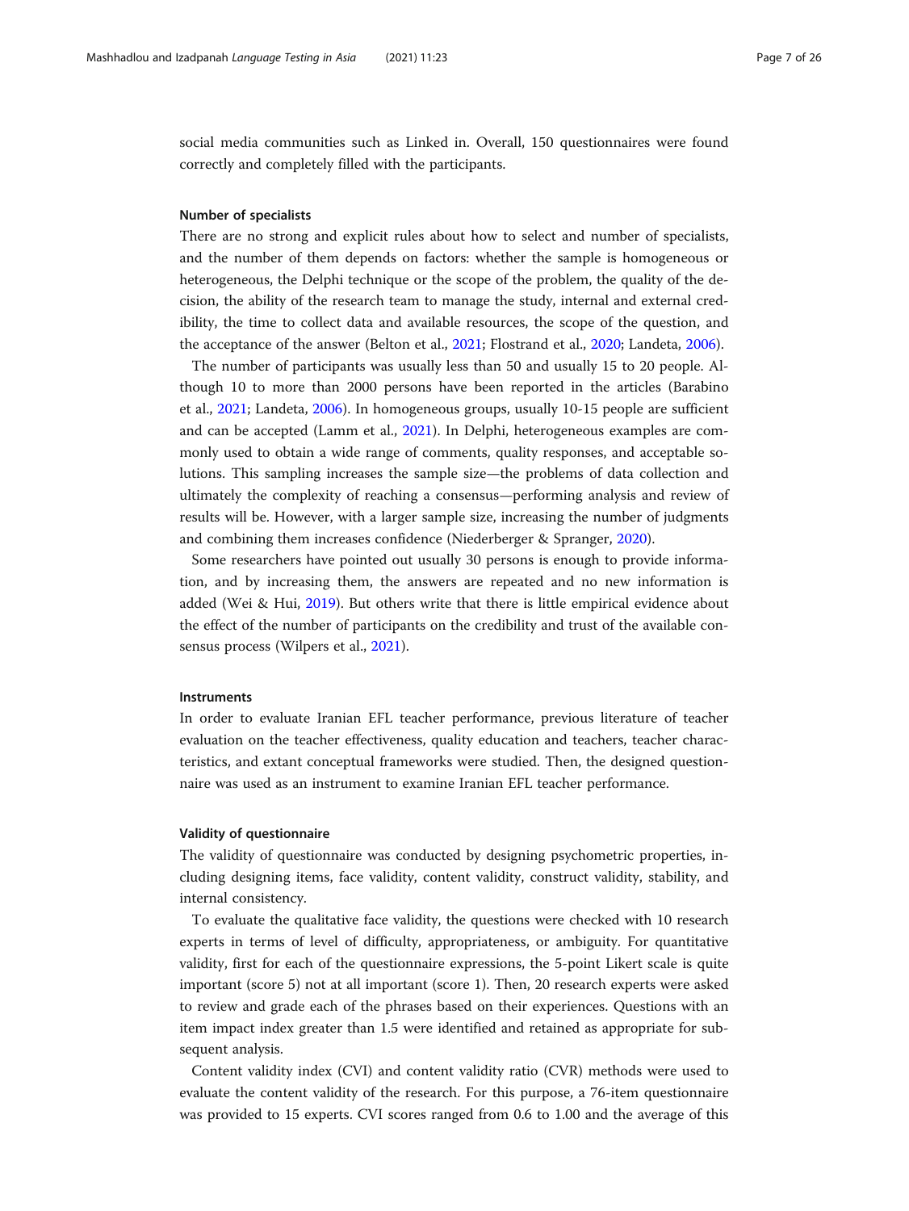social media communities such as Linked in. Overall, 150 questionnaires were found correctly and completely filled with the participants.

### Number of specialists

There are no strong and explicit rules about how to select and number of specialists, and the number of them depends on factors: whether the sample is homogeneous or heterogeneous, the Delphi technique or the scope of the problem, the quality of the decision, the ability of the research team to manage the study, internal and external credibility, the time to collect data and available resources, the scope of the question, and the acceptance of the answer (Belton et al., 2021; Flostrand et al., 2020; Landeta, 2006).

The number of participants was usually less than 50 and usually 15 to 20 people. Although 10 to more than 2000 persons have been reported in the articles (Barabino et al., 2021; Landeta, 2006). In homogeneous groups, usually 10-15 people are sufficient and can be accepted (Lamm et al., 2021). In Delphi, heterogeneous examples are commonly used to obtain a wide range of comments, quality responses, and acceptable solutions. This sampling increases the sample size—the problems of data collection and ultimately the complexity of reaching a consensus—performing analysis and review of results will be. However, with a larger sample size, increasing the number of judgments and combining them increases confidence (Niederberger & Spranger, 2020).

Some researchers have pointed out usually 30 persons is enough to provide information, and by increasing them, the answers are repeated and no new information is added (Wei & Hui, 2019). But others write that there is little empirical evidence about the effect of the number of participants on the credibility and trust of the available consensus process (Wilpers et al., 2021).

### Instruments

In order to evaluate Iranian EFL teacher performance, previous literature of teacher evaluation on the teacher effectiveness, quality education and teachers, teacher characteristics, and extant conceptual frameworks were studied. Then, the designed questionnaire was used as an instrument to examine Iranian EFL teacher performance.

### Validity of questionnaire

The validity of questionnaire was conducted by designing psychometric properties, including designing items, face validity, content validity, construct validity, stability, and internal consistency.

To evaluate the qualitative face validity, the questions were checked with 10 research experts in terms of level of difficulty, appropriateness, or ambiguity. For quantitative validity, first for each of the questionnaire expressions, the 5-point Likert scale is quite important (score 5) not at all important (score 1). Then, 20 research experts were asked to review and grade each of the phrases based on their experiences. Questions with an item impact index greater than 1.5 were identified and retained as appropriate for subsequent analysis.

Content validity index (CVI) and content validity ratio (CVR) methods were used to evaluate the content validity of the research. For this purpose, a 76-item questionnaire was provided to 15 experts. CVI scores ranged from 0.6 to 1.00 and the average of this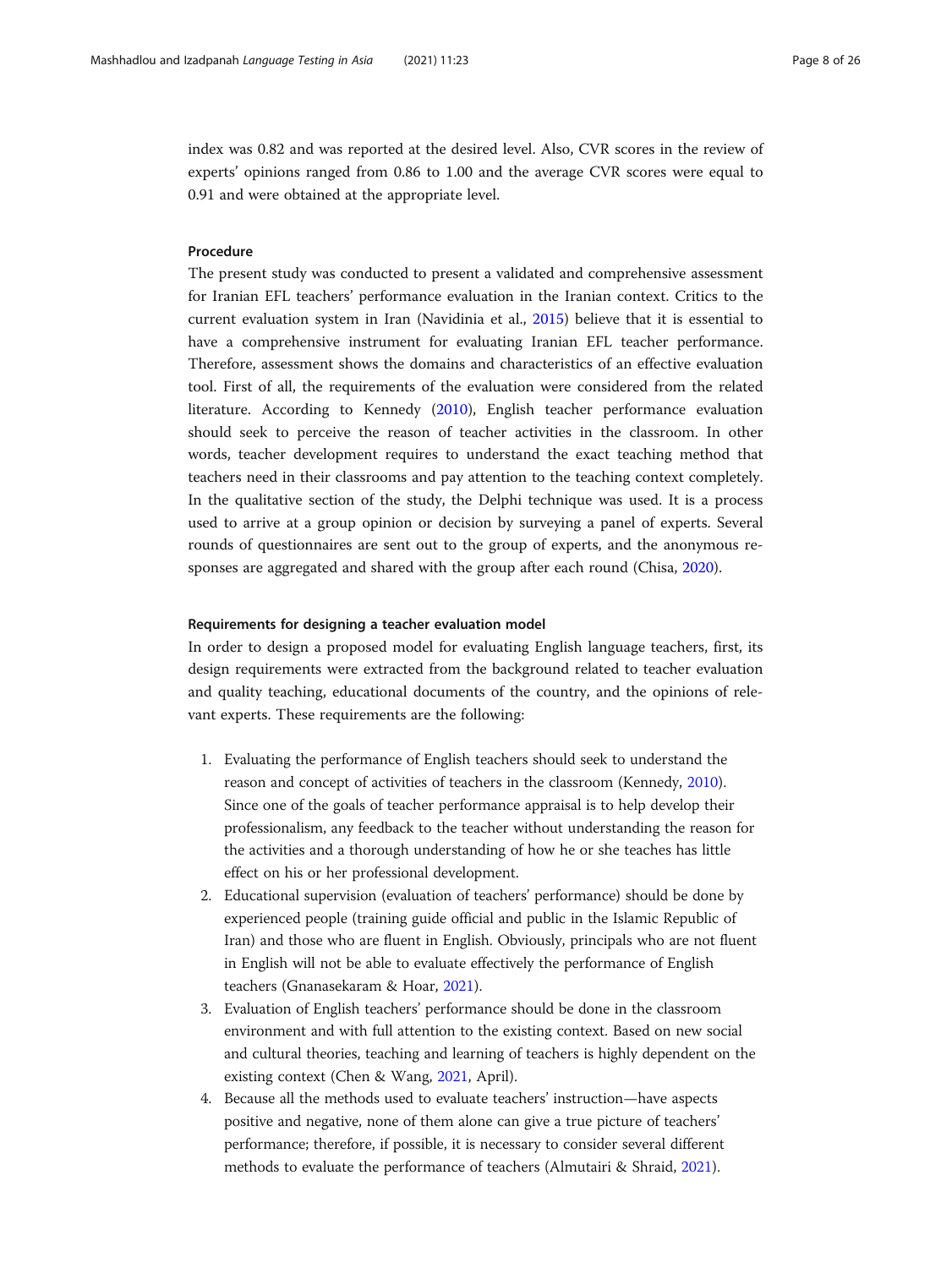index was 0.82 and was reported at the desired level. Also, CVR scores in the review of experts' opinions ranged from 0.86 to 1.00 and the average CVR scores were equal to 0.91 and were obtained at the appropriate level.

### Procedure

The present study was conducted to present a validated and comprehensive assessment for Iranian EFL teachers' performance evaluation in the Iranian context. Critics to the current evaluation system in Iran (Navidinia et al., 2015) believe that it is essential to have a comprehensive instrument for evaluating Iranian EFL teacher performance. Therefore, assessment shows the domains and characteristics of an effective evaluation tool. First of all, the requirements of the evaluation were considered from the related literature. According to Kennedy (2010), English teacher performance evaluation should seek to perceive the reason of teacher activities in the classroom. In other words, teacher development requires to understand the exact teaching method that teachers need in their classrooms and pay attention to the teaching context completely. In the qualitative section of the study, the Delphi technique was used. It is a process used to arrive at a group opinion or decision by surveying a panel of experts. Several rounds of questionnaires are sent out to the group of experts, and the anonymous responses are aggregated and shared with the group after each round (Chisa, 2020).

#### Requirements for designing a teacher evaluation model

In order to design a proposed model for evaluating English language teachers, first, its design requirements were extracted from the background related to teacher evaluation and quality teaching, educational documents of the country, and the opinions of relevant experts. These requirements are the following:

1. Evaluating the performance of English teachers should seek to understand the reason and concept of activities of teachers in the classroom (Kennedy, 2010). Since one of the goals of teacher performance appraisal is to help develop their professionalism, any feedback to the teacher without understanding the reason for the activities and a thorough understanding of how he or she teaches has little effect on his or her professional development.
2. Educational supervision (evaluation of teachers' performance) should be done by experienced people (training guide official and public in the Islamic Republic of Iran) and those who are fluent in English. Obviously, principals who are not fluent in English will not be able to evaluate effectively the performance of English teachers (Gnanasekaram & Hoar, 2021).
3. Evaluation of English teachers' performance should be done in the classroom environment and with full attention to the existing context. Based on new social and cultural theories, teaching and learning of teachers is highly dependent on the existing context (Chen & Wang, 2021, April).
4. Because all the methods used to evaluate teachers' instruction—have aspects positive and negative, none of them alone can give a true picture of teachers' performance; therefore, if possible, it is necessary to consider several different methods to evaluate the performance of teachers (Almutairi & Shraid, 2021).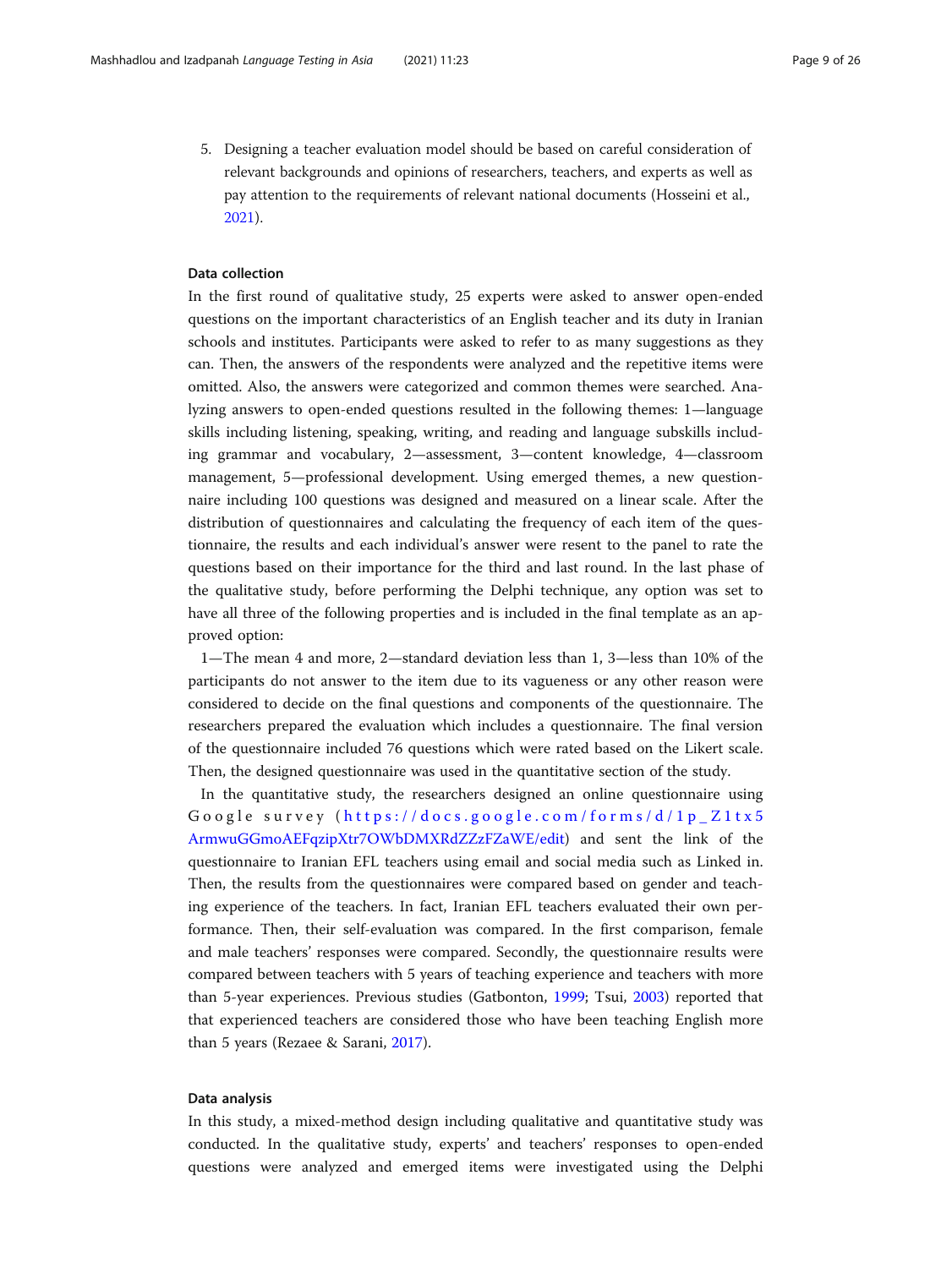5. Designing a teacher evaluation model should be based on careful consideration of relevant backgrounds and opinions of researchers, teachers, and experts as well as pay attention to the requirements of relevant national documents (Hosseini et al., 2021).

### Data collection

In the first round of qualitative study, 25 experts were asked to answer open-ended questions on the important characteristics of an English teacher and its duty in Iranian schools and institutes. Participants were asked to refer to as many suggestions as they can. Then, the answers of the respondents were analyzed and the repetitive items were omitted. Also, the answers were categorized and common themes were searched. Analyzing answers to open-ended questions resulted in the following themes: 1—language skills including listening, speaking, writing, and reading and language subskills including grammar and vocabulary, 2—assessment, 3—content knowledge, 4—classroom management, 5—professional development. Using emerged themes, a new questionnaire including 100 questions was designed and measured on a linear scale. After the distribution of questionnaires and calculating the frequency of each item of the questionnaire, the results and each individual's answer were resent to the panel to rate the questions based on their importance for the third and last round. In the last phase of the qualitative study, before performing the Delphi technique, any option was set to have all three of the following properties and is included in the final template as an approved option:

1—The mean 4 and more, 2—standard deviation less than 1, 3—less than 10% of the participants do not answer to the item due to its vagueness or any other reason were considered to decide on the final questions and components of the questionnaire. The researchers prepared the evaluation which includes a questionnaire. The final version of the questionnaire included 76 questions which were rated based on the Likert scale. Then, the designed questionnaire was used in the quantitative section of the study.

In the quantitative study, the researchers designed an online questionnaire using Google survey (https://docs.google.com/forms/d/1p_Z1tx5ArmwuGGmoAEFqzipXtr7OWbDMXRdZZzFZaWE/edit) and sent the link of the questionnaire to Iranian EFL teachers using email and social media such as Linked in. Then, the results from the questionnaires were compared based on gender and teaching experience of the teachers. In fact, Iranian EFL teachers evaluated their own performance. Then, their self-evaluation was compared. In the first comparison, female and male teachers' responses were compared. Secondly, the questionnaire results were compared between teachers with 5 years of teaching experience and teachers with more than 5-year experiences. Previous studies (Gatbonton, 1999; Tsui, 2003) reported that that experienced teachers are considered those who have been teaching English more than 5 years (Rezaee & Sarani, 2017).

### Data analysis

In this study, a mixed-method design including qualitative and quantitative study was conducted. In the qualitative study, experts' and teachers' responses to open-ended questions were analyzed and emerged items were investigated using the Delphi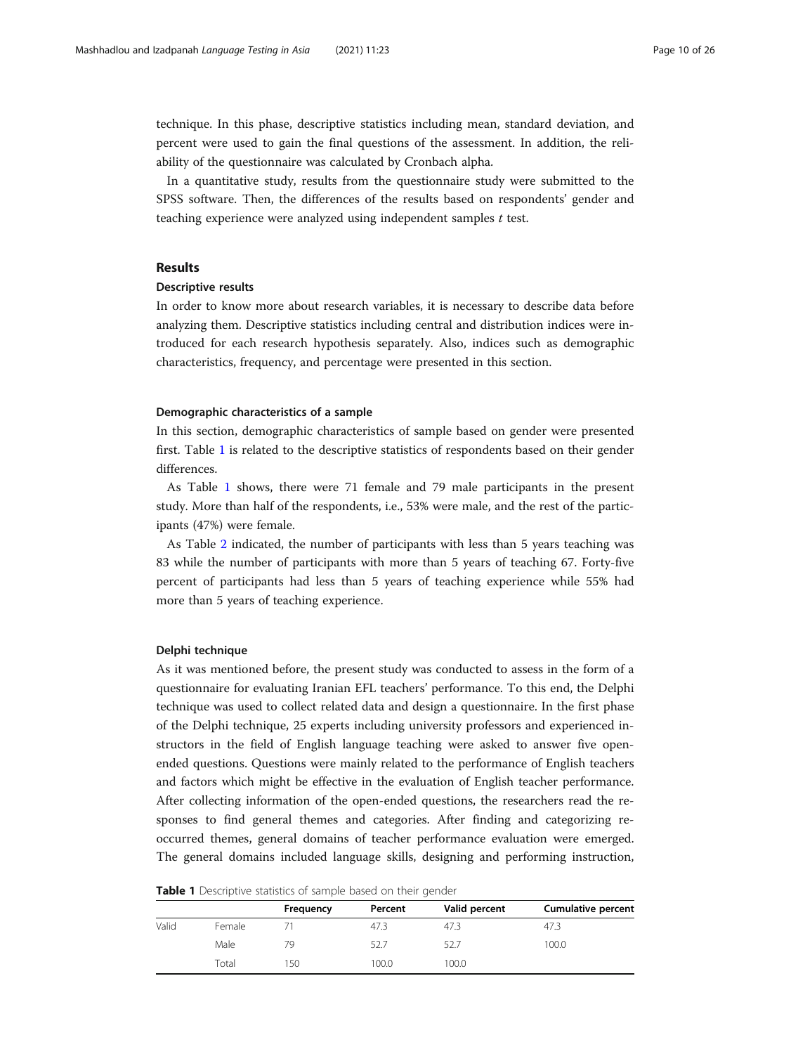technique. In this phase, descriptive statistics including mean, standard deviation, and percent were used to gain the final questions of the assessment. In addition, the reliability of the questionnaire was calculated by Cronbach alpha.

In a quantitative study, results from the questionnaire study were submitted to the SPSS software. Then, the differences of the results based on respondents' gender and teaching experience were analyzed using independent samples *t* test.

## Results

### Descriptive results

In order to know more about research variables, it is necessary to describe data before analyzing them. Descriptive statistics including central and distribution indices were introduced for each research hypothesis separately. Also, indices such as demographic characteristics, frequency, and percentage were presented in this section.

#### Demographic characteristics of a sample

In this section, demographic characteristics of sample based on gender were presented first. Table 1 is related to the descriptive statistics of respondents based on their gender differences.

As Table 1 shows, there were 71 female and 79 male participants in the present study. More than half of the respondents, i.e., 53% were male, and the rest of the participants (47%) were female.

As Table 2 indicated, the number of participants with less than 5 years teaching was 83 while the number of participants with more than 5 years of teaching 67. Forty-five percent of participants had less than 5 years of teaching experience while 55% had more than 5 years of teaching experience.

#### Delphi technique

As it was mentioned before, the present study was conducted to assess in the form of a questionnaire for evaluating Iranian EFL teachers' performance. To this end, the Delphi technique was used to collect related data and design a questionnaire. In the first phase of the Delphi technique, 25 experts including university professors and experienced instructors in the field of English language teaching were asked to answer five open-ended questions. Questions were mainly related to the performance of English teachers and factors which might be effective in the evaluation of English teacher performance. After collecting information of the open-ended questions, the researchers read the responses to find general themes and categories. After finding and categorizing re-occurred themes, general domains of teacher performance evaluation were emerged. The general domains included language skills, designing and performing instruction,

**Table 1** Descriptive statistics of sample based on their gender

| | | Frequency | Percent | Valid percent | Cumulative percent |
|---|---|---|---|---|---|
| Valid | Female | 71 | 47.3 | 47.3 | 47.3 |
| | Male | 79 | 52.7 | 52.7 | 100.0 |
| | Total | 150 | 100.0 | 100.0 | |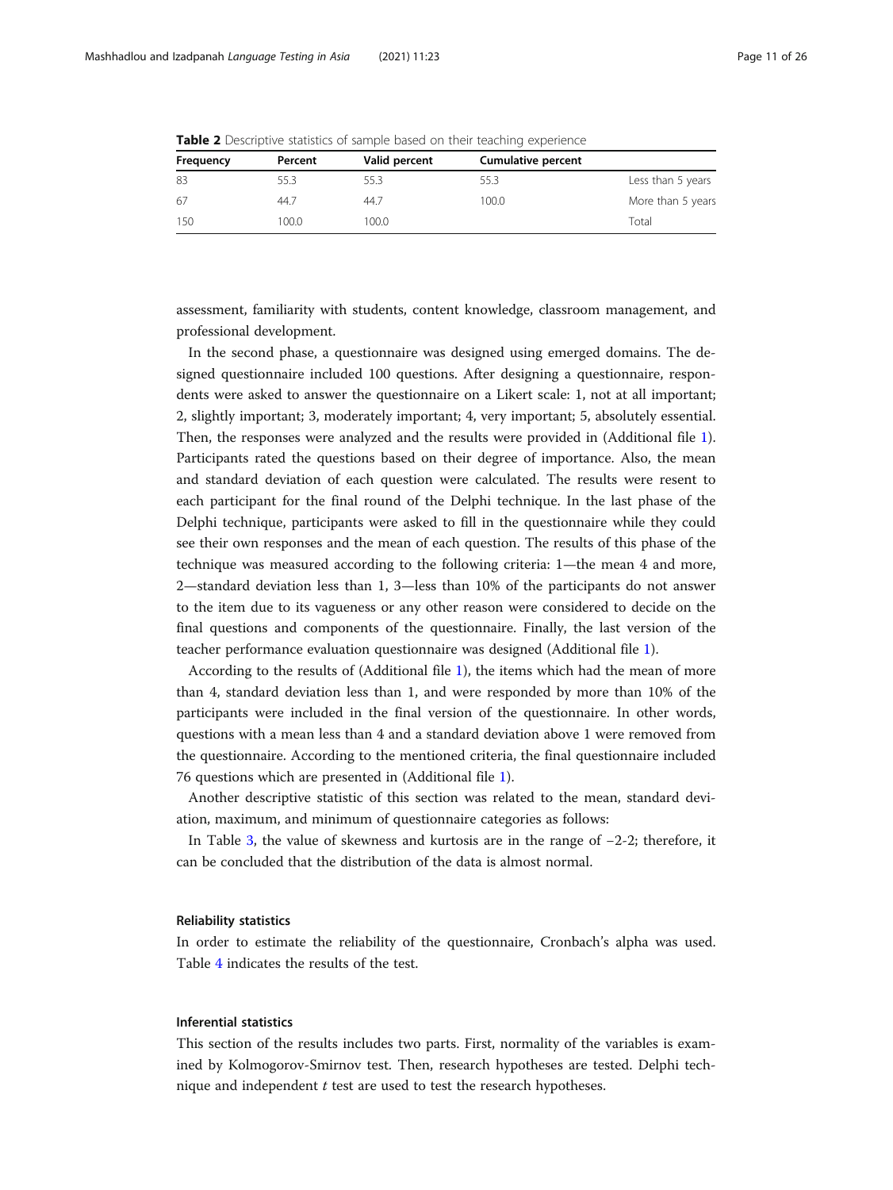**Table 2** Descriptive statistics of sample based on their teaching experience

| Frequency | Percent | Valid percent | Cumulative percent | |
|---|---|---|---|---|
| 83 | 55.3 | 55.3 | 55.3 | Less than 5 years |
| 67 | 44.7 | 44.7 | 100.0 | More than 5 years |
| 150 | 100.0 | 100.0 | | Total |

assessment, familiarity with students, content knowledge, classroom management, and professional development.

In the second phase, a questionnaire was designed using emerged domains. The designed questionnaire included 100 questions. After designing a questionnaire, respondents were asked to answer the questionnaire on a Likert scale: 1, not at all important; 2, slightly important; 3, moderately important; 4, very important; 5, absolutely essential. Then, the responses were analyzed and the results were provided in (Additional file 1). Participants rated the questions based on their degree of importance. Also, the mean and standard deviation of each question were calculated. The results were resent to each participant for the final round of the Delphi technique. In the last phase of the Delphi technique, participants were asked to fill in the questionnaire while they could see their own responses and the mean of each question. The results of this phase of the technique was measured according to the following criteria: 1—the mean 4 and more, 2—standard deviation less than 1, 3—less than 10% of the participants do not answer to the item due to its vagueness or any other reason were considered to decide on the final questions and components of the questionnaire. Finally, the last version of the teacher performance evaluation questionnaire was designed (Additional file 1).

According to the results of (Additional file 1), the items which had the mean of more than 4, standard deviation less than 1, and were responded by more than 10% of the participants were included in the final version of the questionnaire. In other words, questions with a mean less than 4 and a standard deviation above 1 were removed from the questionnaire. According to the mentioned criteria, the final questionnaire included 76 questions which are presented in (Additional file 1).

Another descriptive statistic of this section was related to the mean, standard deviation, maximum, and minimum of questionnaire categories as follows:

In Table 3, the value of skewness and kurtosis are in the range of −2-2; therefore, it can be concluded that the distribution of the data is almost normal.

### Reliability statistics

In order to estimate the reliability of the questionnaire, Cronbach's alpha was used. Table 4 indicates the results of the test.

### Inferential statistics

This section of the results includes two parts. First, normality of the variables is examined by Kolmogorov-Smirnov test. Then, research hypotheses are tested. Delphi technique and independent *t* test are used to test the research hypotheses.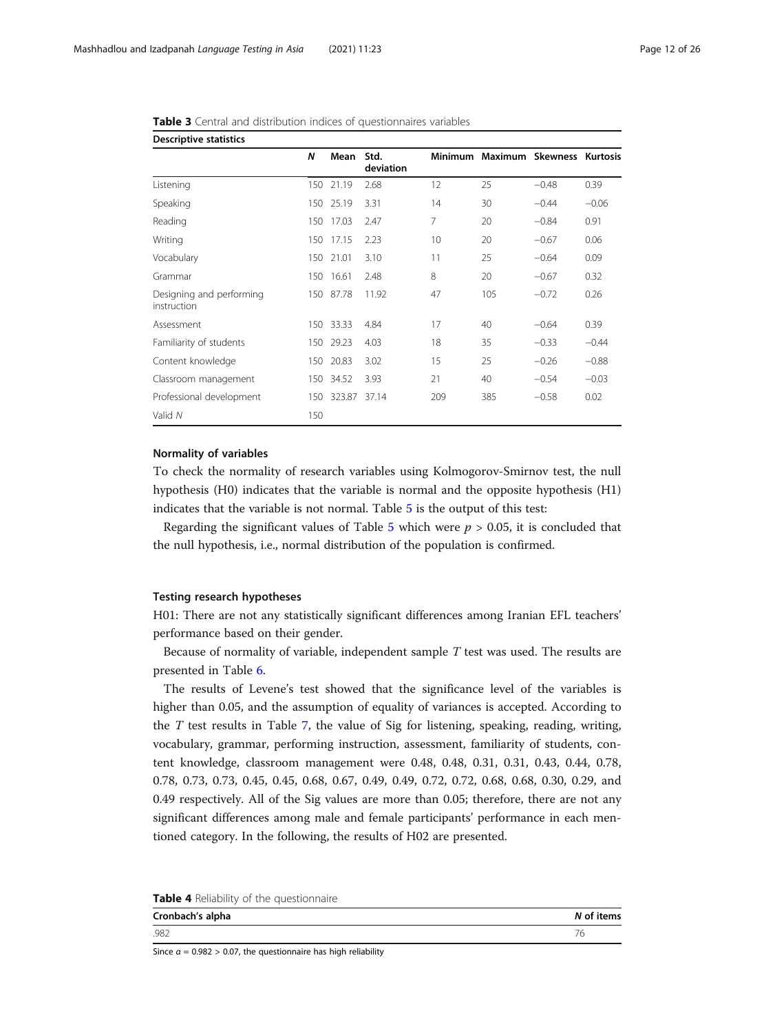**Table 3** Central and distribution indices of questionnaires variables

| Descriptive statistics | | | | | | | |
|---|---|---|---|---|---|---|---|
| | *N* | Mean | Std. deviation | Minimum | Maximum | Skewness | Kurtosis |
| Listening | 150 | 21.19 | 2.68 | 12 | 25 | −0.48 | 0.39 |
| Speaking | 150 | 25.19 | 3.31 | 14 | 30 | −0.44 | −0.06 |
| Reading | 150 | 17.03 | 2.47 | 7 | 20 | −0.84 | 0.91 |
| Writing | 150 | 17.15 | 2.23 | 10 | 20 | −0.67 | 0.06 |
| Vocabulary | 150 | 21.01 | 3.10 | 11 | 25 | −0.64 | 0.09 |
| Grammar | 150 | 16.61 | 2.48 | 8 | 20 | −0.67 | 0.32 |
| Designing and performing instruction | 150 | 87.78 | 11.92 | 47 | 105 | −0.72 | 0.26 |
| Assessment | 150 | 33.33 | 4.84 | 17 | 40 | −0.64 | 0.39 |
| Familiarity of students | 150 | 29.23 | 4.03 | 18 | 35 | −0.33 | −0.44 |
| Content knowledge | 150 | 20.83 | 3.02 | 15 | 25 | −0.26 | −0.88 |
| Classroom management | 150 | 34.52 | 3.93 | 21 | 40 | −0.54 | −0.03 |
| Professional development | 150 | 323.87 | 37.14 | 209 | 385 | −0.58 | 0.02 |
| Valid *N* | 150 | | | | | | |

#### Normality of variables

To check the normality of research variables using Kolmogorov-Smirnov test, the null hypothesis (H0) indicates that the variable is normal and the opposite hypothesis (H1) indicates that the variable is not normal. Table 5 is the output of this test:

Regarding the significant values of Table 5 which were $p > 0.05$, it is concluded that the null hypothesis, i.e., normal distribution of the population is confirmed.

#### Testing research hypotheses

H01: There are not any statistically significant differences among Iranian EFL teachers' performance based on their gender.

Because of normality of variable, independent sample *T* test was used. The results are presented in Table 6.

The results of Levene's test showed that the significance level of the variables is higher than 0.05, and the assumption of equality of variances is accepted. According to the *T* test results in Table 7, the value of Sig for listening, speaking, reading, writing, vocabulary, grammar, performing instruction, assessment, familiarity of students, content knowledge, classroom management were 0.48, 0.48, 0.31, 0.31, 0.43, 0.44, 0.78, 0.78, 0.73, 0.73, 0.45, 0.45, 0.68, 0.67, 0.49, 0.49, 0.72, 0.72, 0.68, 0.68, 0.30, 0.29, and 0.49 respectively. All of the Sig values are more than 0.05; therefore, there are not any significant differences among male and female participants' performance in each mentioned category. In the following, the results of H02 are presented.

**Table 4** Reliability of the questionnaire

| Cronbach's alpha | *N* of items |
|---|---|
| .982 | 76 |

Since $\alpha = 0.982 > 0.07$, the questionnaire has high reliability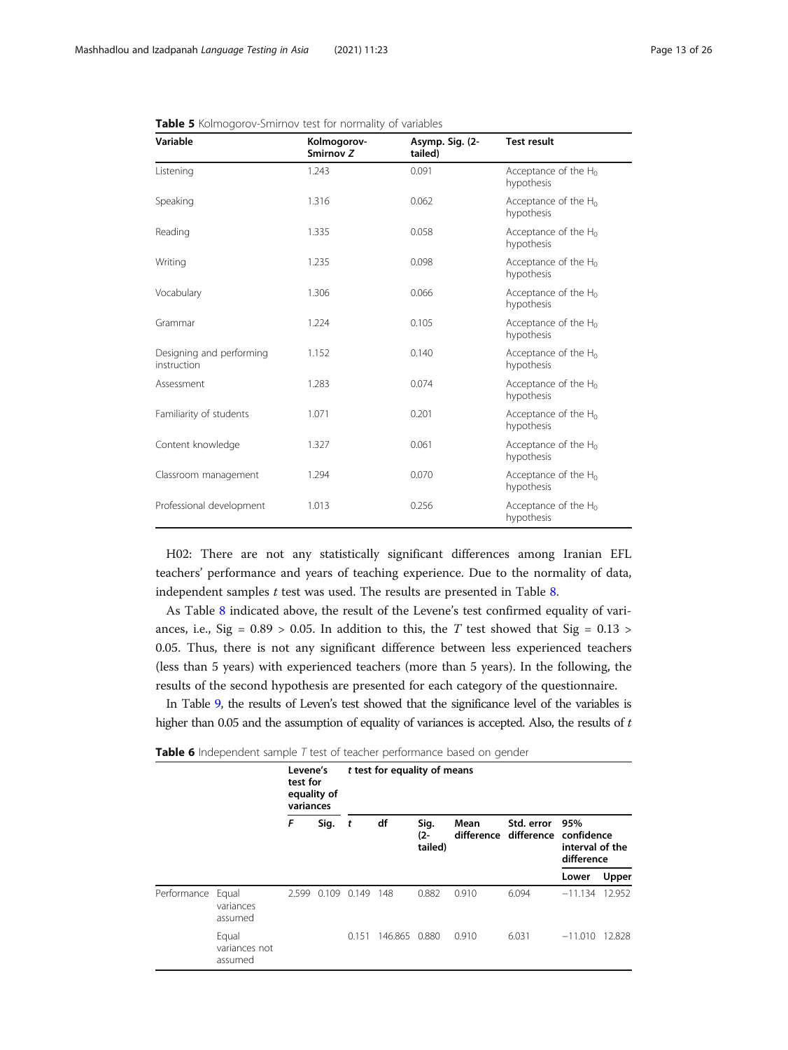**Table 5** Kolmogorov-Smirnov test for normality of variables

| Variable | Kolmogorov-Smirnov *Z* | Asymp. Sig. (2-tailed) | Test result |
|---|---|---|---|
| Listening | 1.243 | 0.091 | Acceptance of the $H_0$ hypothesis |
| Speaking | 1.316 | 0.062 | Acceptance of the $H_0$ hypothesis |
| Reading | 1.335 | 0.058 | Acceptance of the $H_0$ hypothesis |
| Writing | 1.235 | 0.098 | Acceptance of the $H_0$ hypothesis |
| Vocabulary | 1.306 | 0.066 | Acceptance of the $H_0$ hypothesis |
| Grammar | 1.224 | 0.105 | Acceptance of the $H_0$ hypothesis |
| Designing and performing instruction | 1.152 | 0.140 | Acceptance of the $H_0$ hypothesis |
| Assessment | 1.283 | 0.074 | Acceptance of the $H_0$ hypothesis |
| Familiarity of students | 1.071 | 0.201 | Acceptance of the $H_0$ hypothesis |
| Content knowledge | 1.327 | 0.061 | Acceptance of the $H_0$ hypothesis |
| Classroom management | 1.294 | 0.070 | Acceptance of the $H_0$ hypothesis |
| Professional development | 1.013 | 0.256 | Acceptance of the $H_0$ hypothesis |

H02: There are not any statistically significant differences among Iranian EFL teachers' performance and years of teaching experience. Due to the normality of data, independent samples *t* test was used. The results are presented in Table 8.

As Table 8 indicated above, the result of the Levene's test confirmed equality of variances, i.e., Sig = 0.89 > 0.05. In addition to this, the *T* test showed that Sig = 0.13 > 0.05. Thus, there is not any significant difference between less experienced teachers (less than 5 years) with experienced teachers (more than 5 years). In the following, the results of the second hypothesis are presented for each category of the questionnaire.

In Table 9, the results of Leven's test showed that the significance level of the variables is higher than 0.05 and the assumption of equality of variances is accepted. Also, the results of *t*

**Table 6** Independent sample *T* test of teacher performance based on gender

| | | Levene's test for equality of variances | | *t* test for equality of means | | | | | | |
|---|---|---|---|---|---|---|---|---|---|---|
| | | *F* | Sig. | *t* | df | Sig. (2-tailed) | Mean difference | Std. error difference | 95% confidence interval of the difference | |
| | | | | | | | | | Lower | Upper |
| Performance | Equal variances assumed | 2.599 | 0.109 | 0.149 | 148 | 0.882 | 0.910 | 6.094 | −11.134 | 12.952 |
| | Equal variances not assumed | | | 0.151 | 146.865 | 0.880 | 0.910 | 6.031 | −11.010 | 12.828 |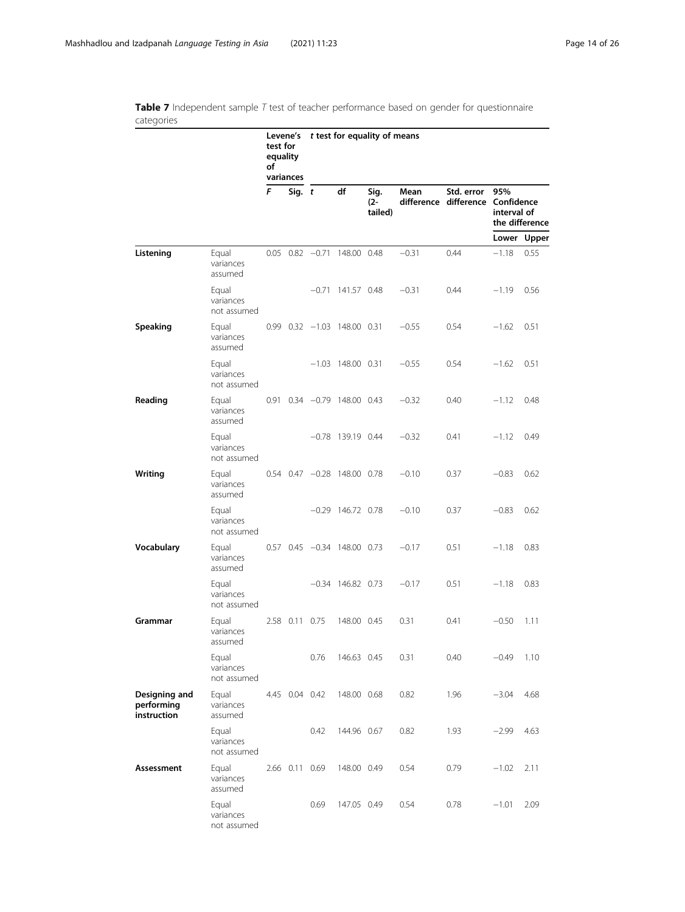**Table 7** Independent sample *T* test of teacher performance based on gender for questionnaire categories

| | | Levene's test for equality of variances | | t test for equality of means | | | | | | |
|---|---|---|---|---|---|---|---|---|---|---|
| | | F | Sig. | t | df | Sig. (2-tailed) | Mean difference | Std. error difference | 95% Confidence interval of the difference | |
| | | | | | | | | | Lower | Upper |
| **Listening** | Equal variances assumed | 0.05 | 0.82 | −0.71 | 148.00 | 0.48 | −0.31 | 0.44 | −1.18 | 0.55 |
| | Equal variances not assumed | | | −0.71 | 141.57 | 0.48 | −0.31 | 0.44 | −1.19 | 0.56 |
| **Speaking** | Equal variances assumed | 0.99 | 0.32 | −1.03 | 148.00 | 0.31 | −0.55 | 0.54 | −1.62 | 0.51 |
| | Equal variances not assumed | | | −1.03 | 148.00 | 0.31 | −0.55 | 0.54 | −1.62 | 0.51 |
| **Reading** | Equal variances assumed | 0.91 | 0.34 | −0.79 | 148.00 | 0.43 | −0.32 | 0.40 | −1.12 | 0.48 |
| | Equal variances not assumed | | | −0.78 | 139.19 | 0.44 | −0.32 | 0.41 | −1.12 | 0.49 |
| **Writing** | Equal variances assumed | 0.54 | 0.47 | −0.28 | 148.00 | 0.78 | −0.10 | 0.37 | −0.83 | 0.62 |
| | Equal variances not assumed | | | −0.29 | 146.72 | 0.78 | −0.10 | 0.37 | −0.83 | 0.62 |
| **Vocabulary** | Equal variances assumed | 0.57 | 0.45 | −0.34 | 148.00 | 0.73 | −0.17 | 0.51 | −1.18 | 0.83 |
| | Equal variances not assumed | | | −0.34 | 146.82 | 0.73 | −0.17 | 0.51 | −1.18 | 0.83 |
| **Grammar** | Equal variances assumed | 2.58 | 0.11 | 0.75 | 148.00 | 0.45 | 0.31 | 0.41 | −0.50 | 1.11 |
| | Equal variances not assumed | | | 0.76 | 146.63 | 0.45 | 0.31 | 0.40 | −0.49 | 1.10 |
| **Designing and performing instruction** | Equal variances assumed | 4.45 | 0.04 | 0.42 | 148.00 | 0.68 | 0.82 | 1.96 | −3.04 | 4.68 |
| | Equal variances not assumed | | | 0.42 | 144.96 | 0.67 | 0.82 | 1.93 | −2.99 | 4.63 |
| **Assessment** | Equal variances assumed | 2.66 | 0.11 | 0.69 | 148.00 | 0.49 | 0.54 | 0.79 | −1.02 | 2.11 |
| | Equal variances not assumed | | | 0.69 | 147.05 | 0.49 | 0.54 | 0.78 | −1.01 | 2.09 |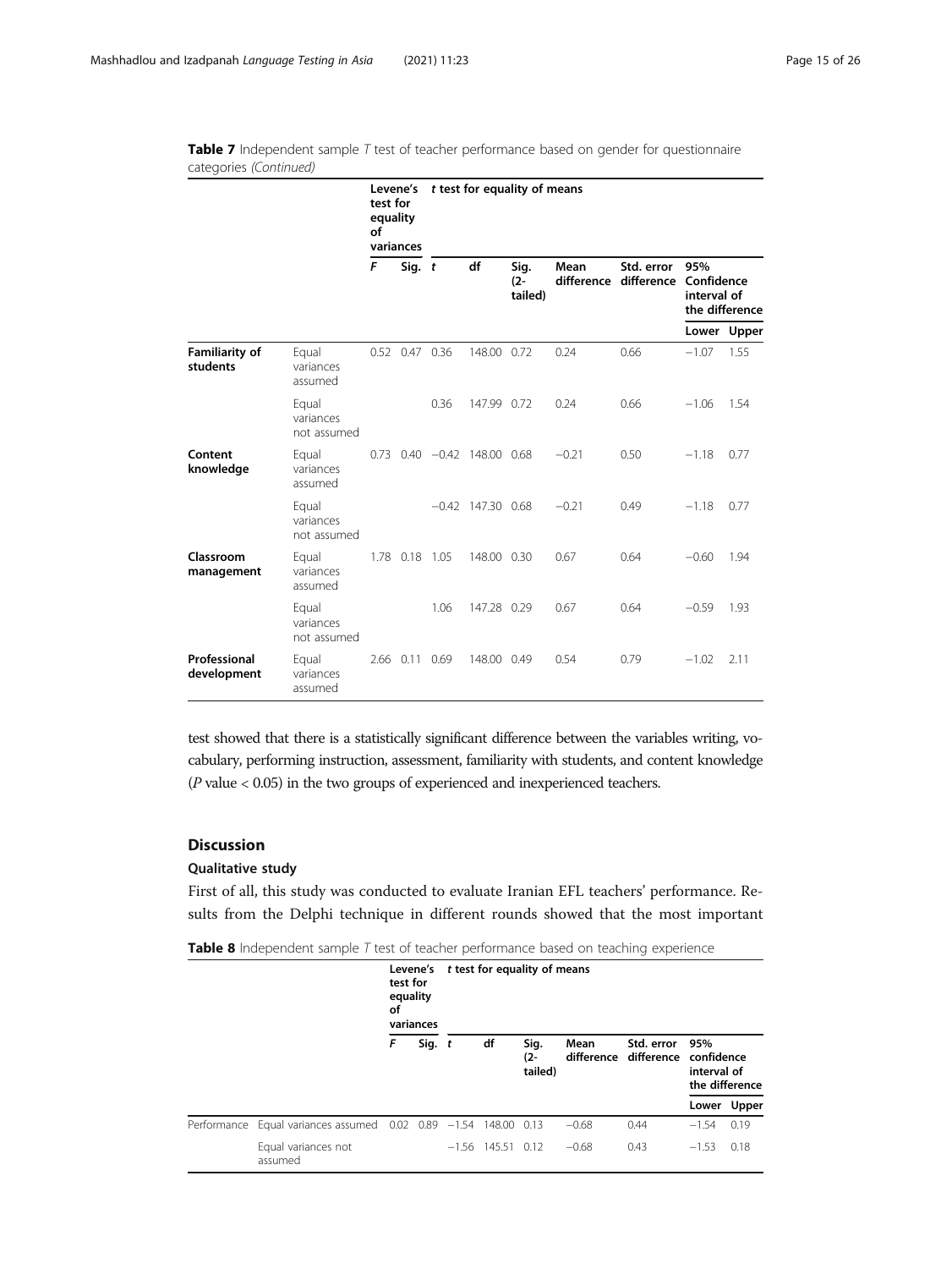**Table 7** Independent sample *T* test of teacher performance based on gender for questionnaire categories *(Continued)*

| | | Levene's test for equality of variances | | *t* test for equality of means | | | | | | |
|---|---|---|---|---|---|---|---|---|---|---|
| | | *F* | Sig. | *t* | df | Sig. (2-tailed) | Mean difference | Std. error difference | 95% Confidence interval of the difference | |
| | | | | | | | | | Lower | Upper |
| **Familiarity of students** | Equal variances assumed | 0.52 | 0.47 | 0.36 | 148.00 | 0.72 | 0.24 | 0.66 | −1.07 | 1.55 |
| | Equal variances not assumed | | | 0.36 | 147.99 | 0.72 | 0.24 | 0.66 | −1.06 | 1.54 |
| **Content knowledge** | Equal variances assumed | 0.73 | 0.40 | −0.42 | 148.00 | 0.68 | −0.21 | 0.50 | −1.18 | 0.77 |
| | Equal variances not assumed | | | −0.42 | 147.30 | 0.68 | −0.21 | 0.49 | −1.18 | 0.77 |
| **Classroom management** | Equal variances assumed | 1.78 | 0.18 | 1.05 | 148.00 | 0.30 | 0.67 | 0.64 | −0.60 | 1.94 |
| | Equal variances not assumed | | | 1.06 | 147.28 | 0.29 | 0.67 | 0.64 | −0.59 | 1.93 |
| **Professional development** | Equal variances assumed | 2.66 | 0.11 | 0.69 | 148.00 | 0.49 | 0.54 | 0.79 | −1.02 | 2.11 |

test showed that there is a statistically significant difference between the variables writing, vocabulary, performing instruction, assessment, familiarity with students, and content knowledge (*P* value < 0.05) in the two groups of experienced and inexperienced teachers.

## Discussion

### Qualitative study

First of all, this study was conducted to evaluate Iranian EFL teachers' performance. Results from the Delphi technique in different rounds showed that the most important

**Table 8** Independent sample *T* test of teacher performance based on teaching experience

| | | Levene's test for equality of variances | | *t* test for equality of means | | | | | | |
|---|---|---|---|---|---|---|---|---|---|---|
| | | *F* | Sig. | *t* | df | Sig. (2-tailed) | Mean difference | Std. error difference | 95% confidence interval of the difference | |
| | | | | | | | | | Lower | Upper |
| Performance | Equal variances assumed | 0.02 | 0.89 | −1.54 | 148.00 | 0.13 | −0.68 | 0.44 | −1.54 | 0.19 |
| | Equal variances not assumed | | | −1.56 | 145.51 | 0.12 | −0.68 | 0.43 | −1.53 | 0.18 |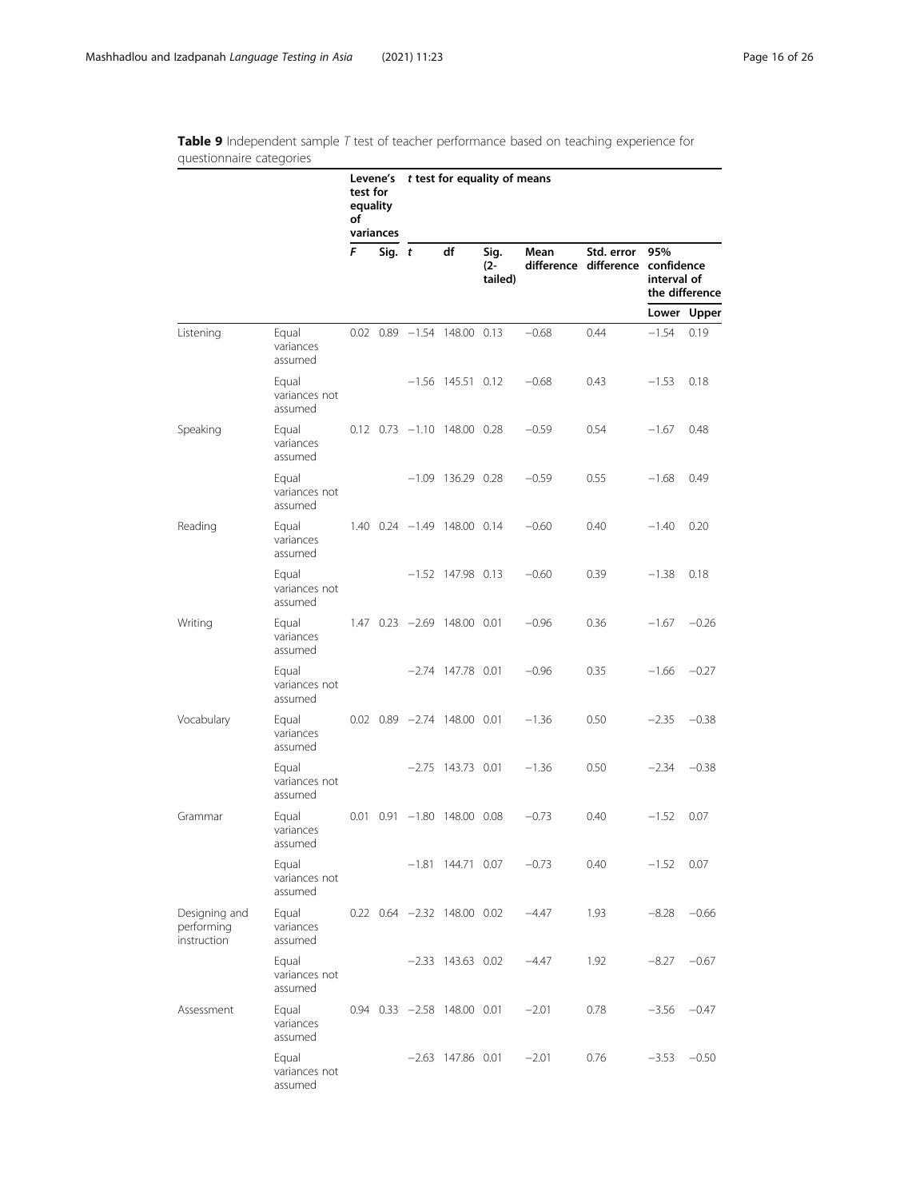**Table 9** Independent sample *T* test of teacher performance based on teaching experience for questionnaire categories

| | | Levene's test for equality of variances | | *t* test for equality of means | | | | | | |
|---|---|---|---|---|---|---|---|---|---|---|
| | | *F* | Sig. | *t* | df | Sig. (2-tailed) | Mean difference | Std. error difference | 95% confidence interval of the difference | |
| | | | | | | | | | Lower | Upper |
| Listening | Equal variances assumed | 0.02 | 0.89 | −1.54 | 148.00 | 0.13 | −0.68 | 0.44 | −1.54 | 0.19 |
| | Equal variances not assumed | | | −1.56 | 145.51 | 0.12 | −0.68 | 0.43 | −1.53 | 0.18 |
| Speaking | Equal variances assumed | 0.12 | 0.73 | −1.10 | 148.00 | 0.28 | −0.59 | 0.54 | −1.67 | 0.48 |
| | Equal variances not assumed | | | −1.09 | 136.29 | 0.28 | −0.59 | 0.55 | −1.68 | 0.49 |
| Reading | Equal variances assumed | 1.40 | 0.24 | −1.49 | 148.00 | 0.14 | −0.60 | 0.40 | −1.40 | 0.20 |
| | Equal variances not assumed | | | −1.52 | 147.98 | 0.13 | −0.60 | 0.39 | −1.38 | 0.18 |
| Writing | Equal variances assumed | 1.47 | 0.23 | −2.69 | 148.00 | 0.01 | −0.96 | 0.36 | −1.67 | −0.26 |
| | Equal variances not assumed | | | −2.74 | 147.78 | 0.01 | −0.96 | 0.35 | −1.66 | −0.27 |
| Vocabulary | Equal variances assumed | 0.02 | 0.89 | −2.74 | 148.00 | 0.01 | −1.36 | 0.50 | −2.35 | −0.38 |
| | Equal variances not assumed | | | −2.75 | 143.73 | 0.01 | −1.36 | 0.50 | −2.34 | −0.38 |
| Grammar | Equal variances assumed | 0.01 | 0.91 | −1.80 | 148.00 | 0.08 | −0.73 | 0.40 | −1.52 | 0.07 |
| | Equal variances not assumed | | | −1.81 | 144.71 | 0.07 | −0.73 | 0.40 | −1.52 | 0.07 |
| Designing and performing instruction | Equal variances assumed | 0.22 | 0.64 | −2.32 | 148.00 | 0.02 | −4.47 | 1.93 | −8.28 | −0.66 |
| | Equal variances not assumed | | | −2.33 | 143.63 | 0.02 | −4.47 | 1.92 | −8.27 | −0.67 |
| Assessment | Equal variances assumed | 0.94 | 0.33 | −2.58 | 148.00 | 0.01 | −2.01 | 0.78 | −3.56 | −0.47 |
| | Equal variances not assumed | | | −2.63 | 147.86 | 0.01 | −2.01 | 0.76 | −3.53 | −0.50 |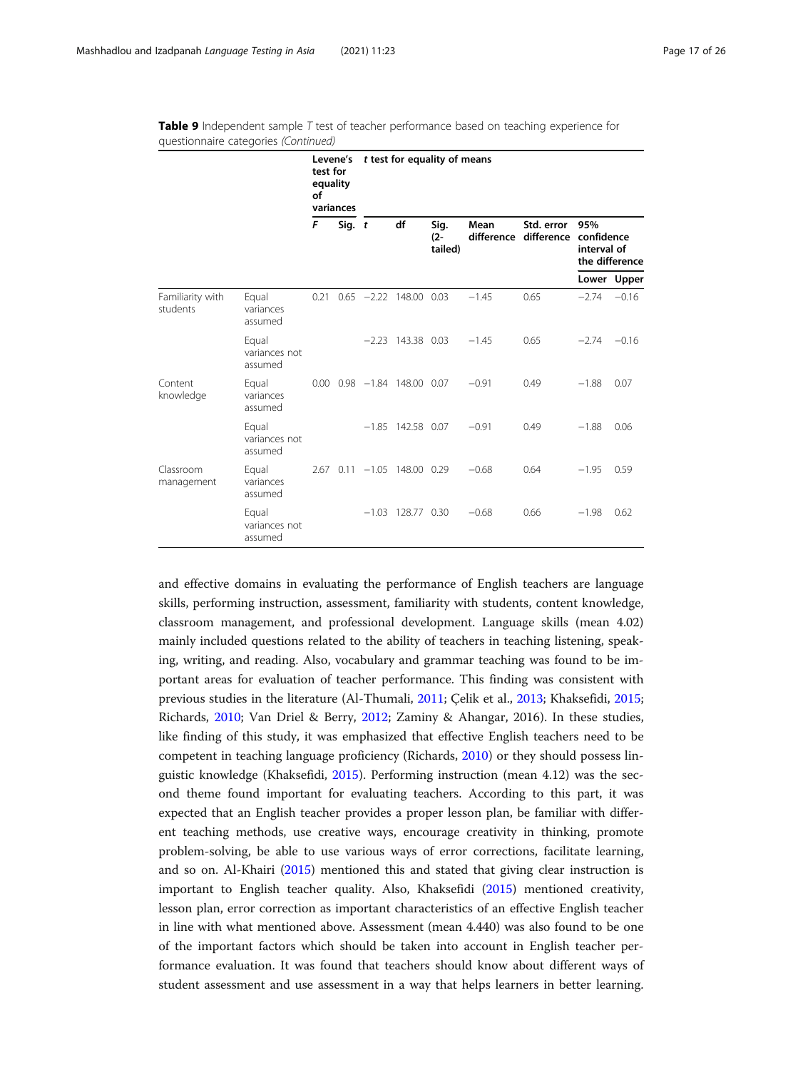**Table 9** Independent sample *T* test of teacher performance based on teaching experience for questionnaire categories *(Continued)*

| | | Levene's test for equality of variances | | t test for equality of means | | | | | | |
|---|---|---|---|---|---|---|---|---|---|---|
| | | F | Sig. | t | df | Sig. (2-tailed) | Mean difference | Std. error difference | 95% confidence interval of the difference | |
| | | | | | | | | | Lower | Upper |
| Familiarity with students | Equal variances assumed | 0.21 | 0.65 | −2.22 | 148.00 | 0.03 | −1.45 | 0.65 | −2.74 | −0.16 |
| | Equal variances not assumed | | | −2.23 | 143.38 | 0.03 | −1.45 | 0.65 | −2.74 | −0.16 |
| Content knowledge | Equal variances assumed | 0.00 | 0.98 | −1.84 | 148.00 | 0.07 | −0.91 | 0.49 | −1.88 | 0.07 |
| | Equal variances not assumed | | | −1.85 | 142.58 | 0.07 | −0.91 | 0.49 | −1.88 | 0.06 |
| Classroom management | Equal variances assumed | 2.67 | 0.11 | −1.05 | 148.00 | 0.29 | −0.68 | 0.64 | −1.95 | 0.59 |
| | Equal variances not assumed | | | −1.03 | 128.77 | 0.30 | −0.68 | 0.66 | −1.98 | 0.62 |

and effective domains in evaluating the performance of English teachers are language skills, performing instruction, assessment, familiarity with students, content knowledge, classroom management, and professional development. Language skills (mean 4.02) mainly included questions related to the ability of teachers in teaching listening, speaking, writing, and reading. Also, vocabulary and grammar teaching was found to be important areas for evaluation of teacher performance. This finding was consistent with previous studies in the literature (Al-Thumali, 2011; Çelik et al., 2013; Khaksefidi, 2015; Richards, 2010; Van Driel & Berry, 2012; Zaminy & Ahangar, 2016). In these studies, like finding of this study, it was emphasized that effective English teachers need to be competent in teaching language proficiency (Richards, 2010) or they should possess linguistic knowledge (Khaksefidi, 2015). Performing instruction (mean 4.12) was the second theme found important for evaluating teachers. According to this part, it was expected that an English teacher provides a proper lesson plan, be familiar with different teaching methods, use creative ways, encourage creativity in thinking, promote problem-solving, be able to use various ways of error corrections, facilitate learning, and so on. Al-Khairi (2015) mentioned this and stated that giving clear instruction is important to English teacher quality. Also, Khaksefidi (2015) mentioned creativity, lesson plan, error correction as important characteristics of an effective English teacher in line with what mentioned above. Assessment (mean 4.440) was also found to be one of the important factors which should be taken into account in English teacher performance evaluation. It was found that teachers should know about different ways of student assessment and use assessment in a way that helps learners in better learning.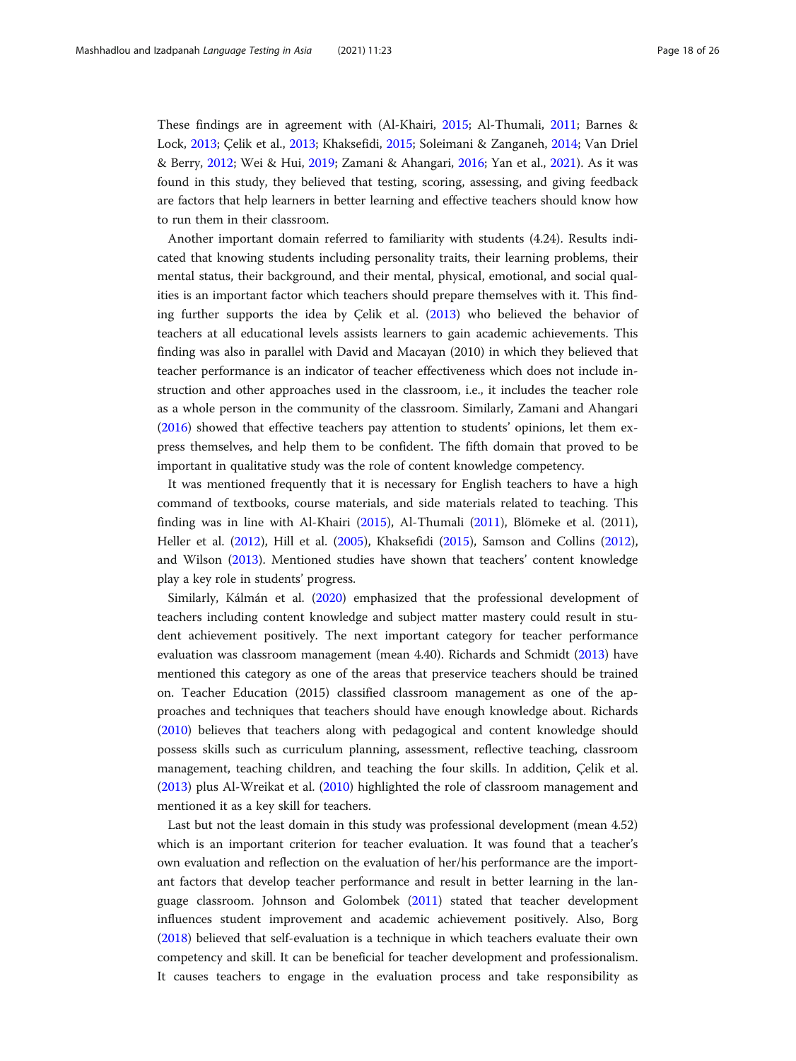These findings are in agreement with (Al-Khairi, 2015; Al-Thumali, 2011; Barnes & Lock, 2013; Çelik et al., 2013; Khaksefidi, 2015; Soleimani & Zanganeh, 2014; Van Driel & Berry, 2012; Wei & Hui, 2019; Zamani & Ahangari, 2016; Yan et al., 2021). As it was found in this study, they believed that testing, scoring, assessing, and giving feedback are factors that help learners in better learning and effective teachers should know how to run them in their classroom.

Another important domain referred to familiarity with students (4.24). Results indicated that knowing students including personality traits, their learning problems, their mental status, their background, and their mental, physical, emotional, and social qualities is an important factor which teachers should prepare themselves with it. This finding further supports the idea by Çelik et al. (2013) who believed the behavior of teachers at all educational levels assists learners to gain academic achievements. This finding was also in parallel with David and Macayan (2010) in which they believed that teacher performance is an indicator of teacher effectiveness which does not include instruction and other approaches used in the classroom, i.e., it includes the teacher role as a whole person in the community of the classroom. Similarly, Zamani and Ahangari (2016) showed that effective teachers pay attention to students' opinions, let them express themselves, and help them to be confident. The fifth domain that proved to be important in qualitative study was the role of content knowledge competency.

It was mentioned frequently that it is necessary for English teachers to have a high command of textbooks, course materials, and side materials related to teaching. This finding was in line with Al-Khairi (2015), Al-Thumali (2011), Blömeke et al. (2011), Heller et al. (2012), Hill et al. (2005), Khaksefidi (2015), Samson and Collins (2012), and Wilson (2013). Mentioned studies have shown that teachers' content knowledge play a key role in students' progress.

Similarly, Kálmán et al. (2020) emphasized that the professional development of teachers including content knowledge and subject matter mastery could result in student achievement positively. The next important category for teacher performance evaluation was classroom management (mean 4.40). Richards and Schmidt (2013) have mentioned this category as one of the areas that preservice teachers should be trained on. Teacher Education (2015) classified classroom management as one of the approaches and techniques that teachers should have enough knowledge about. Richards (2010) believes that teachers along with pedagogical and content knowledge should possess skills such as curriculum planning, assessment, reflective teaching, classroom management, teaching children, and teaching the four skills. In addition, Çelik et al. (2013) plus Al-Wreikat et al. (2010) highlighted the role of classroom management and mentioned it as a key skill for teachers.

Last but not the least domain in this study was professional development (mean 4.52) which is an important criterion for teacher evaluation. It was found that a teacher's own evaluation and reflection on the evaluation of her/his performance are the important factors that develop teacher performance and result in better learning in the language classroom. Johnson and Golombek (2011) stated that teacher development influences student improvement and academic achievement positively. Also, Borg (2018) believed that self-evaluation is a technique in which teachers evaluate their own competency and skill. It can be beneficial for teacher development and professionalism. It causes teachers to engage in the evaluation process and take responsibility as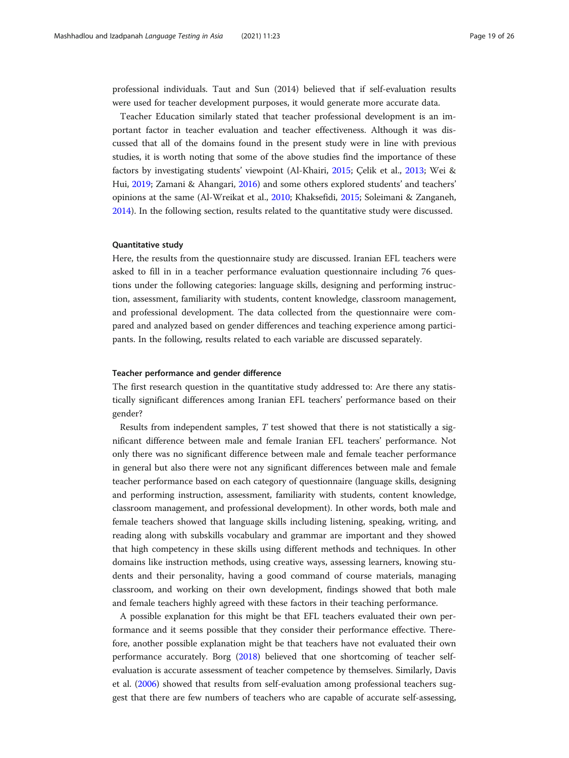professional individuals. Taut and Sun (2014) believed that if self-evaluation results were used for teacher development purposes, it would generate more accurate data.

Teacher Education similarly stated that teacher professional development is an important factor in teacher evaluation and teacher effectiveness. Although it was discussed that all of the domains found in the present study were in line with previous studies, it is worth noting that some of the above studies find the importance of these factors by investigating students' viewpoint (Al-Khairi, 2015; Çelik et al., 2013; Wei & Hui, 2019; Zamani & Ahangari, 2016) and some others explored students' and teachers' opinions at the same (Al-Wreikat et al., 2010; Khaksefidi, 2015; Soleimani & Zanganeh, 2014). In the following section, results related to the quantitative study were discussed.

#### Quantitative study

Here, the results from the questionnaire study are discussed. Iranian EFL teachers were asked to fill in in a teacher performance evaluation questionnaire including 76 questions under the following categories: language skills, designing and performing instruction, assessment, familiarity with students, content knowledge, classroom management, and professional development. The data collected from the questionnaire were compared and analyzed based on gender differences and teaching experience among participants. In the following, results related to each variable are discussed separately.

#### Teacher performance and gender difference

The first research question in the quantitative study addressed to: Are there any statistically significant differences among Iranian EFL teachers' performance based on their gender?

Results from independent samples, *T* test showed that there is not statistically a significant difference between male and female Iranian EFL teachers' performance. Not only there was no significant difference between male and female teacher performance in general but also there were not any significant differences between male and female teacher performance based on each category of questionnaire (language skills, designing and performing instruction, assessment, familiarity with students, content knowledge, classroom management, and professional development). In other words, both male and female teachers showed that language skills including listening, speaking, writing, and reading along with subskills vocabulary and grammar are important and they showed that high competency in these skills using different methods and techniques. In other domains like instruction methods, using creative ways, assessing learners, knowing students and their personality, having a good command of course materials, managing classroom, and working on their own development, findings showed that both male and female teachers highly agreed with these factors in their teaching performance.

A possible explanation for this might be that EFL teachers evaluated their own performance and it seems possible that they consider their performance effective. Therefore, another possible explanation might be that teachers have not evaluated their own performance accurately. Borg (2018) believed that one shortcoming of teacher self-evaluation is accurate assessment of teacher competence by themselves. Similarly, Davis et al. (2006) showed that results from self-evaluation among professional teachers suggest that there are few numbers of teachers who are capable of accurate self-assessing,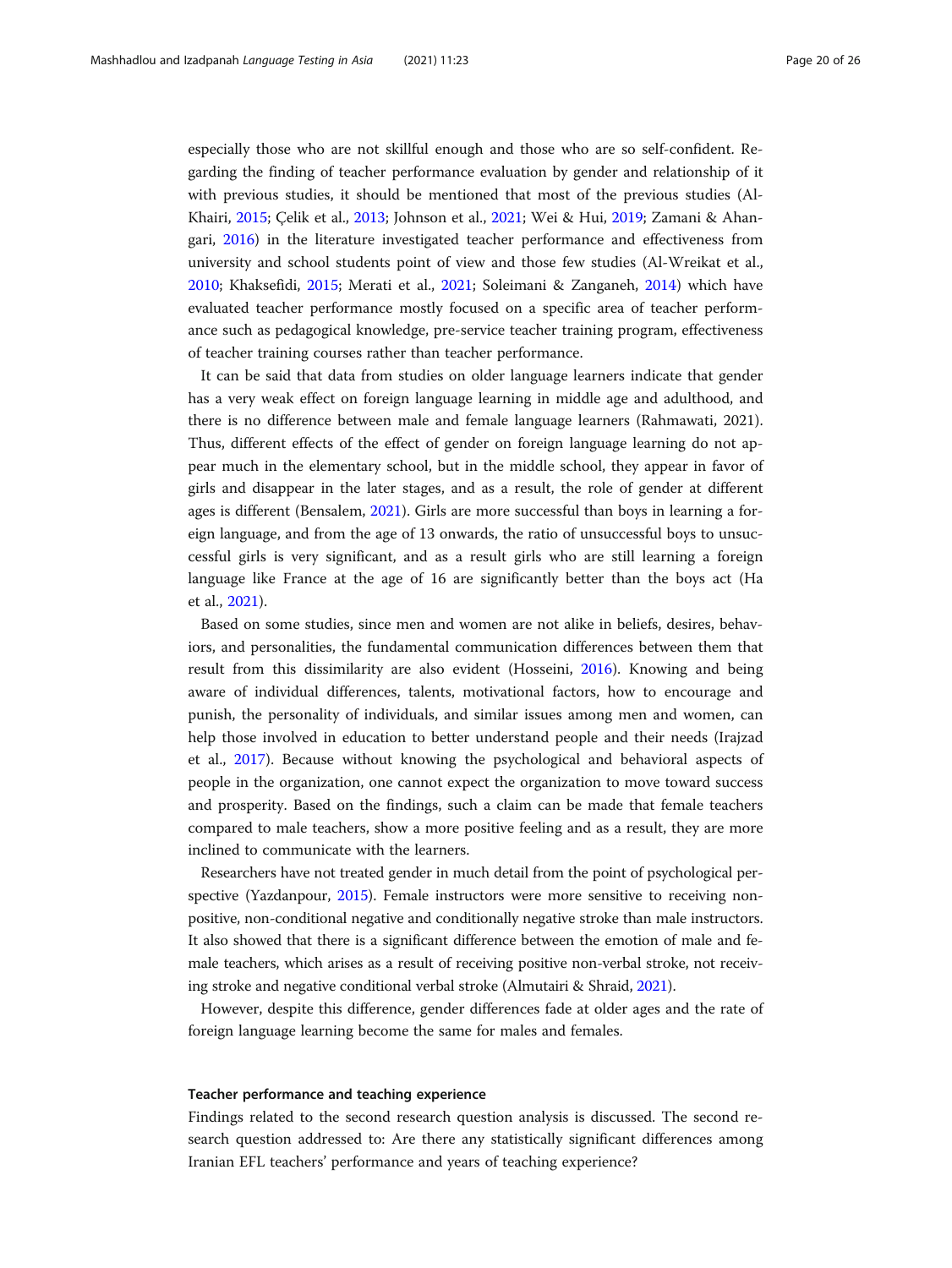especially those who are not skillful enough and those who are so self-confident. Regarding the finding of teacher performance evaluation by gender and relationship of it with previous studies, it should be mentioned that most of the previous studies (Al-Khairi, 2015; Çelik et al., 2013; Johnson et al., 2021; Wei & Hui, 2019; Zamani & Ahangari, 2016) in the literature investigated teacher performance and effectiveness from university and school students point of view and those few studies (Al-Wreikat et al., 2010; Khaksefidi, 2015; Merati et al., 2021; Soleimani & Zanganeh, 2014) which have evaluated teacher performance mostly focused on a specific area of teacher performance such as pedagogical knowledge, pre-service teacher training program, effectiveness of teacher training courses rather than teacher performance.

It can be said that data from studies on older language learners indicate that gender has a very weak effect on foreign language learning in middle age and adulthood, and there is no difference between male and female language learners (Rahmawati, 2021). Thus, different effects of the effect of gender on foreign language learning do not appear much in the elementary school, but in the middle school, they appear in favor of girls and disappear in the later stages, and as a result, the role of gender at different ages is different (Bensalem, 2021). Girls are more successful than boys in learning a foreign language, and from the age of 13 onwards, the ratio of unsuccessful boys to unsuccessful girls is very significant, and as a result girls who are still learning a foreign language like France at the age of 16 are significantly better than the boys act (Ha et al., 2021).

Based on some studies, since men and women are not alike in beliefs, desires, behaviors, and personalities, the fundamental communication differences between them that result from this dissimilarity are also evident (Hosseini, 2016). Knowing and being aware of individual differences, talents, motivational factors, how to encourage and punish, the personality of individuals, and similar issues among men and women, can help those involved in education to better understand people and their needs (Irajzad et al., 2017). Because without knowing the psychological and behavioral aspects of people in the organization, one cannot expect the organization to move toward success and prosperity. Based on the findings, such a claim can be made that female teachers compared to male teachers, show a more positive feeling and as a result, they are more inclined to communicate with the learners.

Researchers have not treated gender in much detail from the point of psychological perspective (Yazdanpour, 2015). Female instructors were more sensitive to receiving non-positive, non-conditional negative and conditionally negative stroke than male instructors. It also showed that there is a significant difference between the emotion of male and female teachers, which arises as a result of receiving positive non-verbal stroke, not receiving stroke and negative conditional verbal stroke (Almutairi & Shraid, 2021).

However, despite this difference, gender differences fade at older ages and the rate of foreign language learning become the same for males and females.

### Teacher performance and teaching experience

Findings related to the second research question analysis is discussed. The second research question addressed to: Are there any statistically significant differences among Iranian EFL teachers' performance and years of teaching experience?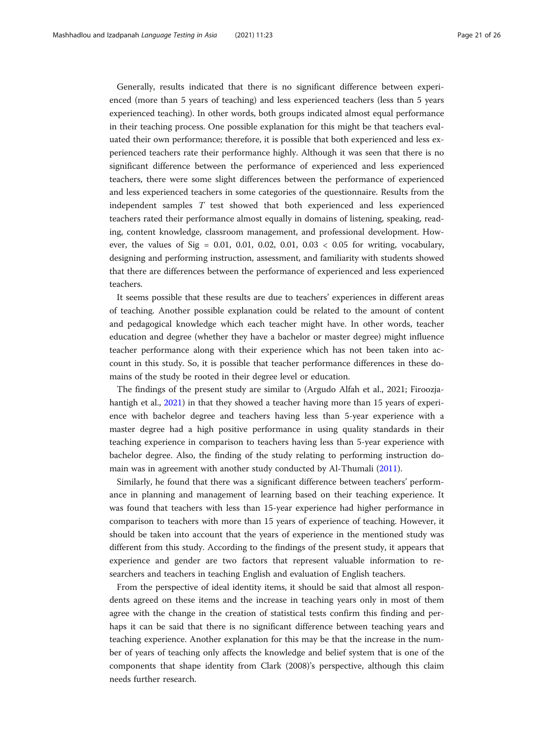Generally, results indicated that there is no significant difference between experienced (more than 5 years of teaching) and less experienced teachers (less than 5 years experienced teaching). In other words, both groups indicated almost equal performance in their teaching process. One possible explanation for this might be that teachers evaluated their own performance; therefore, it is possible that both experienced and less experienced teachers rate their performance highly. Although it was seen that there is no significant difference between the performance of experienced and less experienced teachers, there were some slight differences between the performance of experienced and less experienced teachers in some categories of the questionnaire. Results from the independent samples $T$ test showed that both experienced and less experienced teachers rated their performance almost equally in domains of listening, speaking, reading, content knowledge, classroom management, and professional development. However, the values of Sig = 0.01, 0.01, 0.02, 0.01, 0.03 < 0.05 for writing, vocabulary, designing and performing instruction, assessment, and familiarity with students showed that there are differences between the performance of experienced and less experienced teachers.

It seems possible that these results are due to teachers' experiences in different areas of teaching. Another possible explanation could be related to the amount of content and pedagogical knowledge which each teacher might have. In other words, teacher education and degree (whether they have a bachelor or master degree) might influence teacher performance along with their experience which has not been taken into account in this study. So, it is possible that teacher performance differences in these domains of the study be rooted in their degree level or education.

The findings of the present study are similar to (Argudo Alfah et al., 2021; Firoozjahantigh et al., 2021) in that they showed a teacher having more than 15 years of experience with bachelor degree and teachers having less than 5-year experience with a master degree had a high positive performance in using quality standards in their teaching experience in comparison to teachers having less than 5-year experience with bachelor degree. Also, the finding of the study relating to performing instruction domain was in agreement with another study conducted by Al-Thumali (2011).

Similarly, he found that there was a significant difference between teachers' performance in planning and management of learning based on their teaching experience. It was found that teachers with less than 15-year experience had higher performance in comparison to teachers with more than 15 years of experience of teaching. However, it should be taken into account that the years of experience in the mentioned study was different from this study. According to the findings of the present study, it appears that experience and gender are two factors that represent valuable information to researchers and teachers in teaching English and evaluation of English teachers.

From the perspective of ideal identity items, it should be said that almost all respondents agreed on these items and the increase in teaching years only in most of them agree with the change in the creation of statistical tests confirm this finding and perhaps it can be said that there is no significant difference between teaching years and teaching experience. Another explanation for this may be that the increase in the number of years of teaching only affects the knowledge and belief system that is one of the components that shape identity from Clark (2008)'s perspective, although this claim needs further research.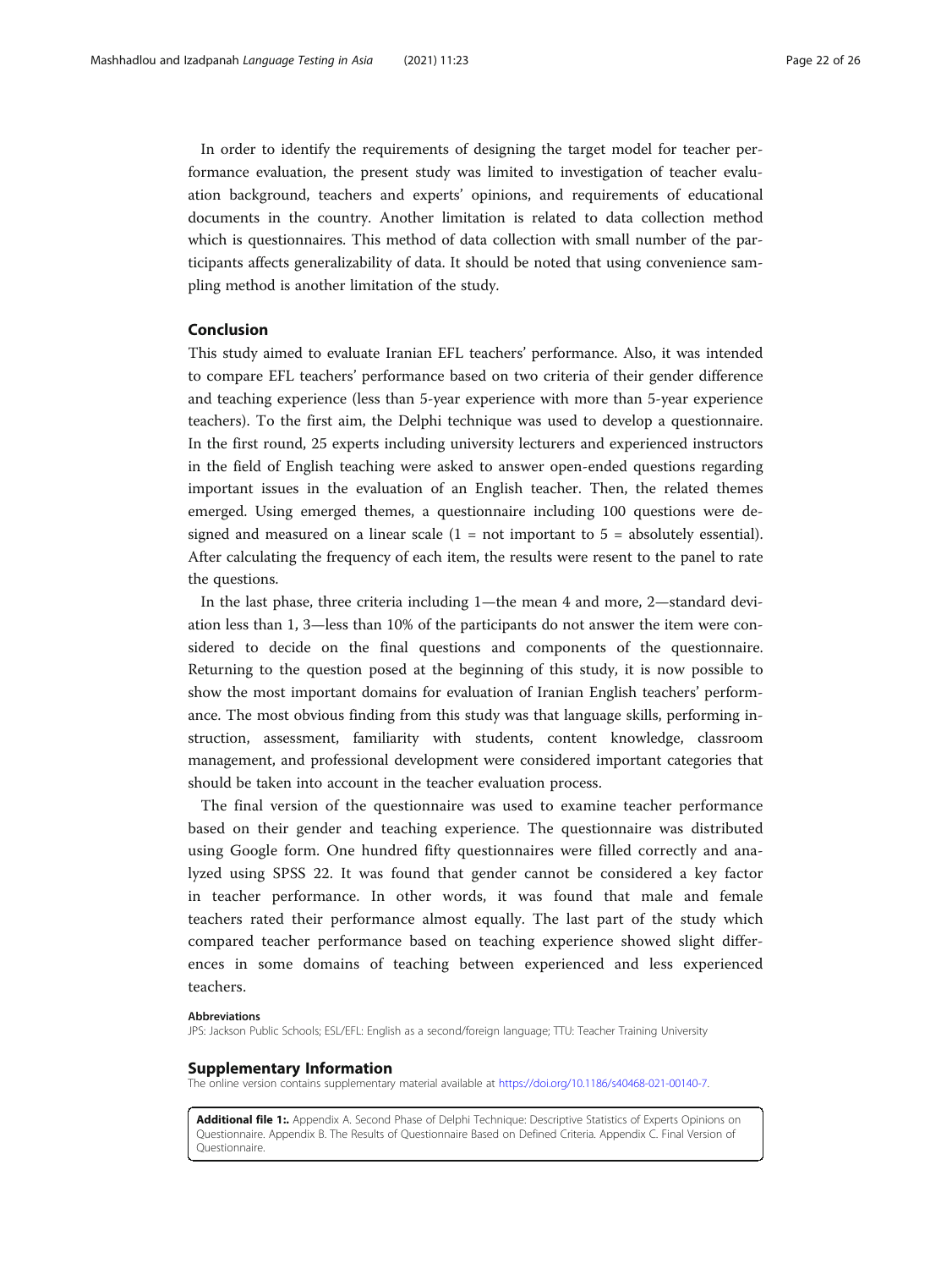In order to identify the requirements of designing the target model for teacher performance evaluation, the present study was limited to investigation of teacher evaluation background, teachers and experts' opinions, and requirements of educational documents in the country. Another limitation is related to data collection method which is questionnaires. This method of data collection with small number of the participants affects generalizability of data. It should be noted that using convenience sampling method is another limitation of the study.

## Conclusion

This study aimed to evaluate Iranian EFL teachers' performance. Also, it was intended to compare EFL teachers' performance based on two criteria of their gender difference and teaching experience (less than 5-year experience with more than 5-year experience teachers). To the first aim, the Delphi technique was used to develop a questionnaire. In the first round, 25 experts including university lecturers and experienced instructors in the field of English teaching were asked to answer open-ended questions regarding important issues in the evaluation of an English teacher. Then, the related themes emerged. Using emerged themes, a questionnaire including 100 questions were designed and measured on a linear scale (1 = not important to 5 = absolutely essential). After calculating the frequency of each item, the results were resent to the panel to rate the questions.

In the last phase, three criteria including 1—the mean 4 and more, 2—standard deviation less than 1, 3—less than 10% of the participants do not answer the item were considered to decide on the final questions and components of the questionnaire. Returning to the question posed at the beginning of this study, it is now possible to show the most important domains for evaluation of Iranian English teachers' performance. The most obvious finding from this study was that language skills, performing instruction, assessment, familiarity with students, content knowledge, classroom management, and professional development were considered important categories that should be taken into account in the teacher evaluation process.

The final version of the questionnaire was used to examine teacher performance based on their gender and teaching experience. The questionnaire was distributed using Google form. One hundred fifty questionnaires were filled correctly and analyzed using SPSS 22. It was found that gender cannot be considered a key factor in teacher performance. In other words, it was found that male and female teachers rated their performance almost equally. The last part of the study which compared teacher performance based on teaching experience showed slight differences in some domains of teaching between experienced and less experienced teachers.

#### Abbreviations

JPS: Jackson Public Schools; ESL/EFL: English as a second/foreign language; TTU: Teacher Training University

## Supplementary Information

The online version contains supplementary material available at https://doi.org/10.1186/s40468-021-00140-7.

**Additional file 1:.** Appendix A. Second Phase of Delphi Technique: Descriptive Statistics of Experts Opinions on Questionnaire. Appendix B. The Results of Questionnaire Based on Defined Criteria. Appendix C. Final Version of Questionnaire.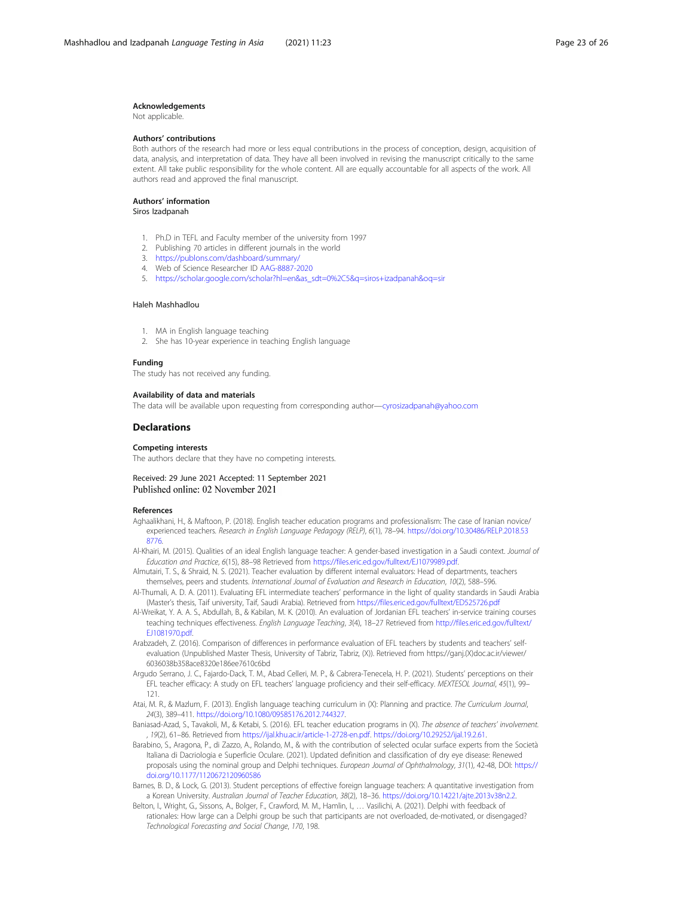### Acknowledgements

Not applicable.

### Authors' contributions

Both authors of the research had more or less equal contributions in the process of conception, design, acquisition of data, analysis, and interpretation of data. They have all been involved in revising the manuscript critically to the same extent. All take public responsibility for the whole content. All are equally accountable for all aspects of the work. All authors read and approved the final manuscript.

### Authors' information

Siros Izadpanah

1. Ph.D in TEFL and Faculty member of the university from 1997
2. Publishing 70 articles in different journals in the world
3. https://publons.com/dashboard/summary/
4. Web of Science Researcher ID AAG-8887-2020
5. https://scholar.google.com/scholar?hl=en&as_sdt=0%2C5&q=siros+izadpanah&oq=sir

Haleh Mashhadlou

1. MA in English language teaching
2. She has 10-year experience in teaching English language

### Funding

The study has not received any funding.

### Availability of data and materials

The data will be available upon requesting from corresponding author—cyrosizadpanah@yahoo.com

## Declarations

### Competing interests

The authors declare that they have no competing interests.

Received: 29 June 2021 Accepted: 11 September 2021
Published online: 02 November 2021

### References

Aghaalikhani, H., & Maftoon, P. (2018). English teacher education programs and professionalism: The case of Iranian novice/experienced teachers. *Research in English Language Pedagogy (RELP)*, *6*(1), 78–94. https://doi.org/10.30486/RELP.2018.538776.

Al-Khairi, M. (2015). Qualities of an ideal English language teacher: A gender-based investigation in a Saudi context. *Journal of Education and Practice*, *6*(15), 88–98 Retrieved from https://files.eric.ed.gov/fulltext/EJ1079989.pdf.

Almutairi, T. S., & Shraid, N. S. (2021). Teacher evaluation by different internal evaluators: Head of departments, teachers themselves, peers and students. *International Journal of Evaluation and Research in Education*, *10*(2), 588–596.

Al-Thumali, A. D. A. (2011). Evaluating EFL intermediate teachers' performance in the light of quality standards in Saudi Arabia (Master's thesis, Taif university, Taif, Saudi Arabia). Retrieved from https://files.eric.ed.gov/fulltext/ED525726.pdf

Al-Wreikat, Y. A. A. S., Abdullah, B., & Kabilan, M. K. (2010). An evaluation of Jordanian EFL teachers' in-service training courses teaching techniques effectiveness. *English Language Teaching*, *3*(4), 18–27 Retrieved from http://files.eric.ed.gov/fulltext/EJ1081970.pdf.

Arabzadeh, Z. (2016). Comparison of differences in performance evaluation of EFL teachers by students and teachers' self-evaluation (Unpublished Master Thesis, University of Tabriz, Tabriz, (X)). Retrieved from https://ganj.(X)doc.ac.ir/viewer/6036038b358ace8320e186ee7610c6bd

Argudo Serrano, J. C., Fajardo-Dack, T. M., Abad Celleri, M. P., & Cabrera-Tenecela, H. P. (2021). Students' perceptions on their EFL teacher efficacy: A study on EFL teachers' language proficiency and their self-efficacy. *MEXTESOL Journal*, *45*(1), 99–121.

Atai, M. R., & Mazlum, F. (2013). English language teaching curriculum in (X): Planning and practice. *The Curriculum Journal*, *24*(3), 389–411. https://doi.org/10.1080/09585176.2012.744327.

Baniasad-Azad, S., Tavakoli, M., & Ketabi, S. (2016). EFL teacher education programs in (X). *The absence of teachers' involvement.*, *19*(2), 61–86. Retrieved from https://ijal.khu.ac.ir/article-1-2728-en.pdf. https://doi.org/10.29252/ijal.19.2.61.

Barabino, S., Aragona, P., di Zazzo, A., Rolando, M., & with the contribution of selected ocular surface experts from the Società Italiana di Dacriologia e Superficie Oculare. (2021). Updated definition and classification of dry eye disease: Renewed proposals using the nominal group and Delphi techniques. *European Journal of Ophthalmology*, *31*(1), 42-48, DOI: https://doi.org/10.1177/1120672120960586

Barnes, B. D., & Lock, G. (2013). Student perceptions of effective foreign language teachers: A quantitative investigation from a Korean University. *Australian Journal of Teacher Education*, *38*(2), 18–36. https://doi.org/10.14221/ajte.2013v38n2.2.

Belton, I., Wright, G., Sissons, A., Bolger, F., Crawford, M. M., Hamlin, I., … Vasilichi, A. (2021). Delphi with feedback of rationales: How large can a Delphi group be such that participants are not overloaded, de-motivated, or disengaged? *Technological Forecasting and Social Change*, *170*, 198.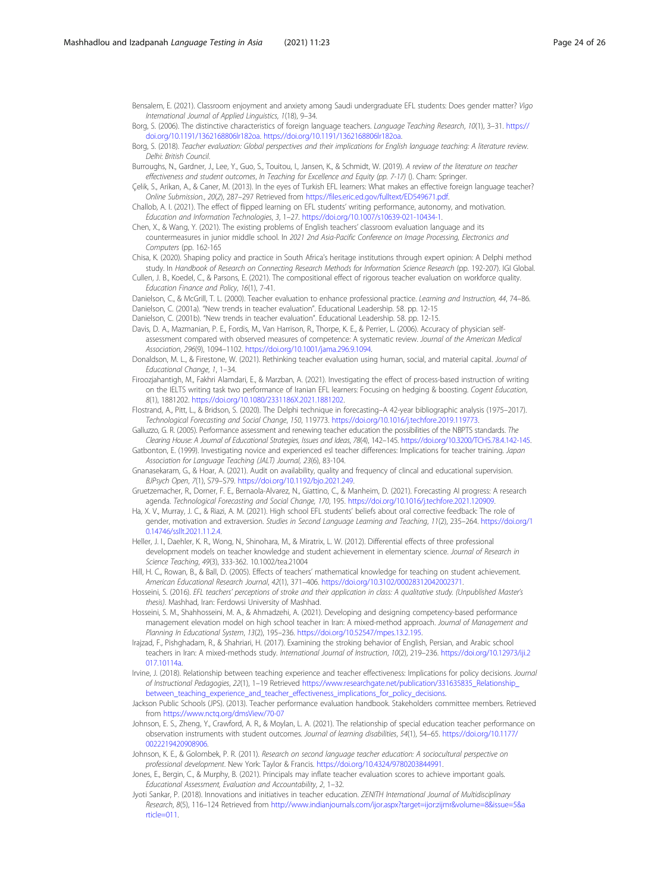Bensalem, E. (2021). Classroom enjoyment and anxiety among Saudi undergraduate EFL students: Does gender matter? *Vigo International Journal of Applied Linguistics*, *1*(18), 9–34.

Borg, S. (2006). The distinctive characteristics of foreign language teachers. *Language Teaching Research*, *10*(1), 3–31. https://doi.org/10.1191/1362168806lr182oa. https://doi.org/10.1191/1362168806lr182oa.

Borg, S. (2018). *Teacher evaluation: Global perspectives and their implications for English language teaching: A literature review. Delhi: British Council*.

Burroughs, N., Gardner, J., Lee, Y., Guo, S., Touitou, I., Jansen, K., & Schmidt, W. (2019). *A review of the literature on teacher effectiveness and student outcomes*, *In Teaching for Excellence and Equity (pp. 7-17)* (). Cham: Springer.

Çelik, S., Arikan, A., & Caner, M. (2013). In the eyes of Turkish EFL learners: What makes an effective foreign language teacher? *Online Submission.*, *20*(2), 287–297 Retrieved from https://files.eric.ed.gov/fulltext/ED549671.pdf.

Challob, A. I. (2021). The effect of flipped learning on EFL students' writing performance, autonomy, and motivation. *Education and Information Technologies*, *3*, 1–27. https://doi.org/10.1007/s10639-021-10434-1.

Chen, X., & Wang, Y. (2021). The existing problems of English teachers' classroom evaluation language and its countermeasures in junior middle school. In *2021 2nd Asia-Pacific Conference on Image Processing, Electronics and Computers* (pp. 162-165

Chisa, K. (2020). Shaping policy and practice in South Africa's heritage institutions through expert opinion: A Delphi method study. In *Handbook of Research on Connecting Research Methods for Information Science Research* (pp. 192-207). IGI Global.

Cullen, J. B., Koedel, C., & Parsons, E. (2021). The compositional effect of rigorous teacher evaluation on workforce quality. *Education Finance and Policy*, *16*(1), 7-41.

Danielson, C., & McGrill, T. L. (2000). Teacher evaluation to enhance professional practice. *Learning and Instruction, 44*, 74–86.

Danielson, C. (2001a). "New trends in teacher evaluation". Educational Leadership. 58. pp. 12-15

Danielson, C. (2001b). "New trends in teacher evaluation". Educational Leadership. 58. pp. 12-15.

Davis, D. A., Mazmanian, P. E., Fordis, M., Van Harrison, R., Thorpe, K. E., & Perrier, L. (2006). Accuracy of physician self-assessment compared with observed measures of competence: A systematic review. *Journal of the American Medical Association*, *296*(9), 1094–1102. https://doi.org/10.1001/jama.296.9.1094.

Donaldson, M. L., & Firestone, W. (2021). Rethinking teacher evaluation using human, social, and material capital. *Journal of Educational Change*, *1*, 1–34.

Firoozjahantigh, M., Fakhri Alamdari, E., & Marzban, A. (2021). Investigating the effect of process-based instruction of writing on the IELTS writing task two performance of Iranian EFL learners: Focusing on hedging & boosting. *Cogent Education*, *8*(1), 1881202. https://doi.org/10.1080/2331186X.2021.1881202.

Flostrand, A., Pitt, L., & Bridson, S. (2020). The Delphi technique in forecasting–A 42-year bibliographic analysis (1975–2017). *Technological Forecasting and Social Change*, *150*, 119773. https://doi.org/10.1016/j.techfore.2019.119773.

Galluzzo, G. R. (2005). Performance assessment and renewing teacher education the possibilities of the NBPTS standards. *The Clearing House: A Journal of Educational Strategies, Issues and Ideas*, *78*(4), 142–145. https://doi.org/10.3200/TCHS.78.4.142-145.

Gatbonton, E. (1999). Investigating novice and experienced esl teacher differences: Implications for teacher training. *Japan Association for Language Teaching (JALT) Journal, 23*(6), 83-104.

Gnanasekaram, G., & Hoar, A. (2021). Audit on availability, quality and frequency of clincal and educational supervision. *BJPsych Open*, *7*(1), S79–S79. https://doi.org/10.1192/bjo.2021.249.

Gruetzemacher, R., Dorner, F. E., Bernaola-Alvarez, N., Giattino, C., & Manheim, D. (2021). Forecasting AI progress: A research agenda. *Technological Forecasting and Social Change, 170*, 195. https://doi.org/10.1016/j.techfore.2021.120909.

Ha, X. V., Murray, J. C., & Riazi, A. M. (2021). High school EFL students' beliefs about oral corrective feedback: The role of gender, motivation and extraversion. *Studies in Second Language Learning and Teaching*, *11*(2), 235–264. https://doi.org/10.14746/ssllt.2021.11.2.4.

Heller, J. I., Daehler, K. R., Wong, N., Shinohara, M., & Miratrix, L. W. (2012). Differential effects of three professional development models on teacher knowledge and student achievement in elementary science. *Journal of Research in Science Teaching*, *49*(3), 333-362. 10.1002/tea.21004

Hill, H. C., Rowan, B., & Ball, D. (2005). Effects of teachers' mathematical knowledge for teaching on student achievement. *American Educational Research Journal*, *42*(1), 371–406. https://doi.org/10.3102/00028312042002371.

Hosseini, S. (2016). *EFL teachers' perceptions of stroke and their application in class: A qualitative study. (Unpublished Master's thesis)*. Mashhad, Iran: Ferdowsi University of Mashhad.

Hosseini, S. M., Shahhosseini, M. A., & Ahmadzehi, A. (2021). Developing and designing competency-based performance management elevation model on high school teacher in Iran: A mixed-method approach. *Journal of Management and Planning In Educational System*, *13*(2), 195–236. https://doi.org/10.52547/mpes.13.2.195.

Irajzad, F., Pishghadam, R., & Shahriari, H. (2017). Examining the stroking behavior of English, Persian, and Arabic school teachers in Iran: A mixed-methods study. *International Journal of Instruction*, *10*(2), 219–236. https://doi.org/10.12973/iji.2017.10114a.

Irvine, J. (2018). Relationship between teaching experience and teacher effectiveness: Implications for policy decisions. *Journal of Instructional Pedagogies*, *22*(1), 1–19 Retrieved https://www.researchgate.net/publication/331635835_Relationship_between_teaching_experience_and_teacher_effectiveness_implications_for_policy_decisions.

Jackson Public Schools (JPS). (2013). Teacher performance evaluation handbook. Stakeholders committee members. Retrieved from https://www.nctq.org/dmsView/70-07

Johnson, E. S., Zheng, Y., Crawford, A. R., & Moylan, L. A. (2021). The relationship of special education teacher performance on observation instruments with student outcomes. *Journal of learning disabilities*, *54*(1), 54–65. https://doi.org/10.1177/0022219420908906.

Johnson, K. E., & Golombek, P. R. (2011). *Research on second language teacher education: A sociocultural perspective on professional development*. New York: Taylor & Francis. https://doi.org/10.4324/9780203844991.

Jones, E., Bergin, C., & Murphy, B. (2021). Principals may inflate teacher evaluation scores to achieve important goals. *Educational Assessment, Evaluation and Accountability*, *2*, 1–32.

Jyoti Sankar, P. (2018). Innovations and initiatives in teacher education. *ZENITH International Journal of Multidisciplinary Research*, *8*(5), 116–124 Retrieved from http://www.indianjournals.com/ijor.aspx?target=ijor:zijmr&volume=8&issue=5&article=011.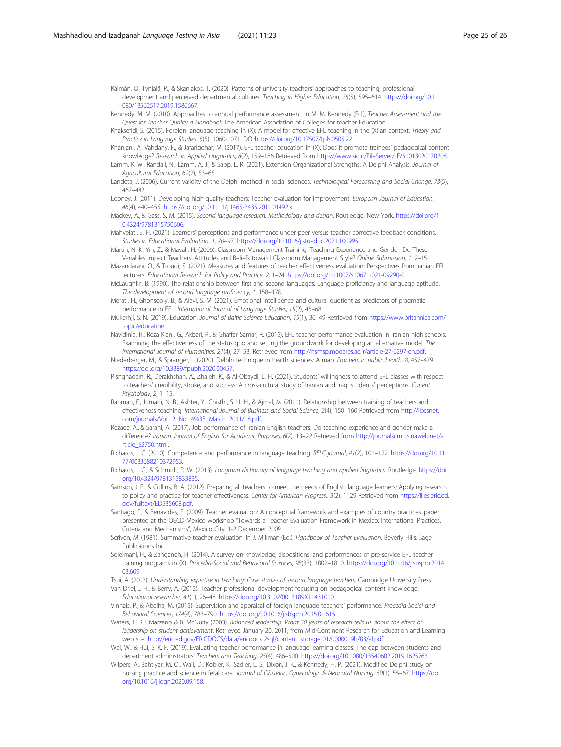Kálmán, O., Tynjälä, P., & Skaniakos, T. (2020). Patterns of university teachers' approaches to teaching, professional development and perceived departmental cultures. *Teaching in Higher Education*, *25*(5), 595–614. https://doi.org/10.1080/13562517.2019.1586667.

Kennedy, M. M. (2010). Approaches to annual performance assessment. In M. M. Kennedy (Ed.), *Teacher Assessment and the Quest for Teacher Quality a Handbook* The American Association of Colleges for teacher Education.

Khaksefidi, S. (2015). Foreign language teaching in (X): A model for effective EFL teaching in the (X)ian context. *Theory and Practice in Language Studies*, *5*(5), 1060-1071. DOI:https://doi.org/10.17507/tpls.0505.22

Khanjani, A., Vahdany, F., & Jafarigohar, M. (2017). EFL teacher education in (X): Does it promote trainees' pedagogical content knowledge? *Research in Applied Linguistics*, *8*(2), 159–186 Retrieved from https://www.sid.ir/FileServer/JE/51013020170208.

Lamm, K. W., Randall, N., Lamm, A. J., & Sapp, L. R. (2021). Extension Organizational Strengths: A Delphi Analysis. *Journal of Agricultural Education*, *62*(2), 53–65.

Landeta, J. (2006). Current validity of the Delphi method in social sciences. *Technological Forecasting and Social Change*, *73*(5), 467–482.

Looney, J. (2011). Developing high-quality teachers: Teacher evaluation for improvement. *European Journal of Education*, *46*(4), 440–455. https://doi.org/10.1111/j.1465-3435.2011.01492.x.

Mackey, A., & Gass, S. M. (2015). *Second language research: Methodology and design*. Routledge, New York. https://doi.org/10.4324/9781315750606.

Mahvelati, E. H. (2021). Learners' perceptions and performance under peer versus teacher corrective feedback conditions. *Studies in Educational Evaluation*, *1*, 70–97. https://doi.org/10.1016/j.stueduc.2021.100995.

Martin, N. K., Yin, Z., & Mayall, H. (2006). Classroom Management Training, Teaching Experience and Gender: Do These Variables Impact Teachers' Attitudes and Beliefs toward Classroom Management Style? *Online Submission*, *1*, 2–15.

Mazandarani, O., & Troudi, S. (2021). Measures and features of teacher effectiveness evaluation: Perspectives from Iranian EFL lecturers. *Educational Research for Policy and Practice*, *2*, 1–24. https://doi.org/10.1007/s10671-021-09290-0.

McLaughlin, B. (1990). The relationship between first and second languages: Language proficiency and language aptitude. *The development of second language proficiency*, *1*, 158–178.

Merati, H., Ghonsooly, B., & Alavi, S. M. (2021). Emotional intelligence and cultural quotient as predictors of pragmatic performance in EFL. *International Journal of Language Studies*, *15*(2), 45–68.

Mukerhji, S. N. (2019). Education. *Journal of Baltic Science Education*, *19*(1), 36–49 Retrieved from https://www.britannica.com/topic/education.

Navidinia, H., Reza Kiani, G., Akbari, R., & Ghaffar Samar, R. (2015). EFL teacher performance evaluation in Iranian high schools: Examining the effectiveness of the status quo and setting the groundwork for developing an alternative model. *The International Journal of Humanities, 21*(4), 27–53. Retrieved from http://hsmsp.modares.ac.ir/article-27-6297-en.pdf.

Niederberger, M., & Spranger, J. (2020). Delphi technique in health sciences: A map. *Frontiers in public health*, *8*, 457–479. https://doi.org/10.3389/fpubh.2020.00457.

Pishghadam, R., Derakhshan, A., Zhaleh, K., & Al-Obaydi, L. H. (2021). Students' willingness to attend EFL classes with respect to teachers' credibility, stroke, and success: A cross-cultural study of Iranian and Iraqi students' perceptions. *Current Psychology*, *2*, 1–15.

Rahman, F., Jumani, N. B., Akhter, Y., Chisthi, S. U. H., & Ajmal, M. (2011). Relationship between training of teachers and effectiveness teaching. *International Journal of Business and Social Science*, *2*(4), 150–160 Retrieved from http://ijbssnet.com/journals/Vol._2_No._4%3B_March_2011/18.pdf.

Rezaee, A., & Sarani, A. (2017). Job performance of Iranian English teachers: Do teaching experience and gender make a difference? *Iranian Journal of English for Academic Purposes*, *6*(2), 13–22 Retrieved from http://journalscmu.sinaweb.net/article_62750.html.

Richards, J. C. (2010). Competence and performance in language teaching. *RELC journal*, *41*(2), 101–122. https://doi.org/10.1177/0033688210372953.

Richards, J. C., & Schmidt, R. W. (2013). *Longman dictionary of language teaching and applied linguistics*. Routledge. https://doi.org/10.4324/9781315833835.

Samson, J. F., & Collins, B. A. (2012). Preparing all teachers to meet the needs of English language learners: Applying research to policy and practice for teacher effectiveness. *Center for American Progress.*, *3*(2), 1–29 Retrieved from https://files.eric.ed.gov/fulltext/ED535608.pdf.

Santiago, P., & Benavides, F. (2009). Teacher evaluation: A conceptual framework and examples of country practices, paper presented at the OECD-Mexico workshop "Towards a Teacher Evaluation Framework in Mexico: International Practices, Criteria and Mechanisms", Mexico City, 1-2 December 2009.

Scriven, M. (1981). Summative teacher evaluation. In J. Millman (Ed.), *Handbook of Teacher Evaluation*. Beverly Hills: Sage Publications Inc..

Soleimani, H., & Zanganeh, H. (2014). A survey on knowledge, dispositions, and performances of pre-service EFL teacher training programs in (X). *Procedia-Social and Behavioral Sciences*, *98*(33), 1802–1810. https://doi.org/10.1016/j.sbspro.2014.03.609.

Tsui, A. (2003). *Understanding expertise in teaching: Case studies of second language teachers*. Cambridge University Press.

Van Driel, J. H., & Berry, A. (2012). Teacher professional development focusing on pedagogical content knowledge. *Educational researcher*, *41*(1), 26–48. https://doi.org/10.3102/0013189X11431010.

Vinhais, P., & Abelha, M. (2015). Supervision and appraisal of foreign language teachers' performance. *Procedia-Social and Behavioral Sciences*, *174*(4), 783–790. https://doi.org/10.1016/j.sbspro.2015.01.615.

Waters, T.; R.J. Marzano & B. McNulty (2003). *Balanced leadership: What 30 years of research tells us about the effect of leadership on student achievement*. Retrieved January 20, 2011, from Mid-Continent Research for Education and Learning web site: http://eric.ed.gov/ERICDOCS/data/ericdocs 2sql/content_storage 01/0000019b/83/al.pdf

Wei, W., & Hui, S. K. F. (2019). Evaluating teacher performance in language learning classes: The gap between students and department administrators. *Teachers and Teaching*, *25*(4), 486–500. https://doi.org/10.1080/13540602.2019.1625763.

Wilpers, A., Bahtiyar, M. O., Wall, D., Kobler, K., Sadler, L. S., Dixon, J. K., & Kennedy, H. P. (2021). Modified Delphi study on nursing practice and science in fetal care. *Journal of Obstetric, Gynecologic & Neonatal Nursing*, *50*(1), 55–67. https://doi.org/10.1016/j.jogn.2020.09.158.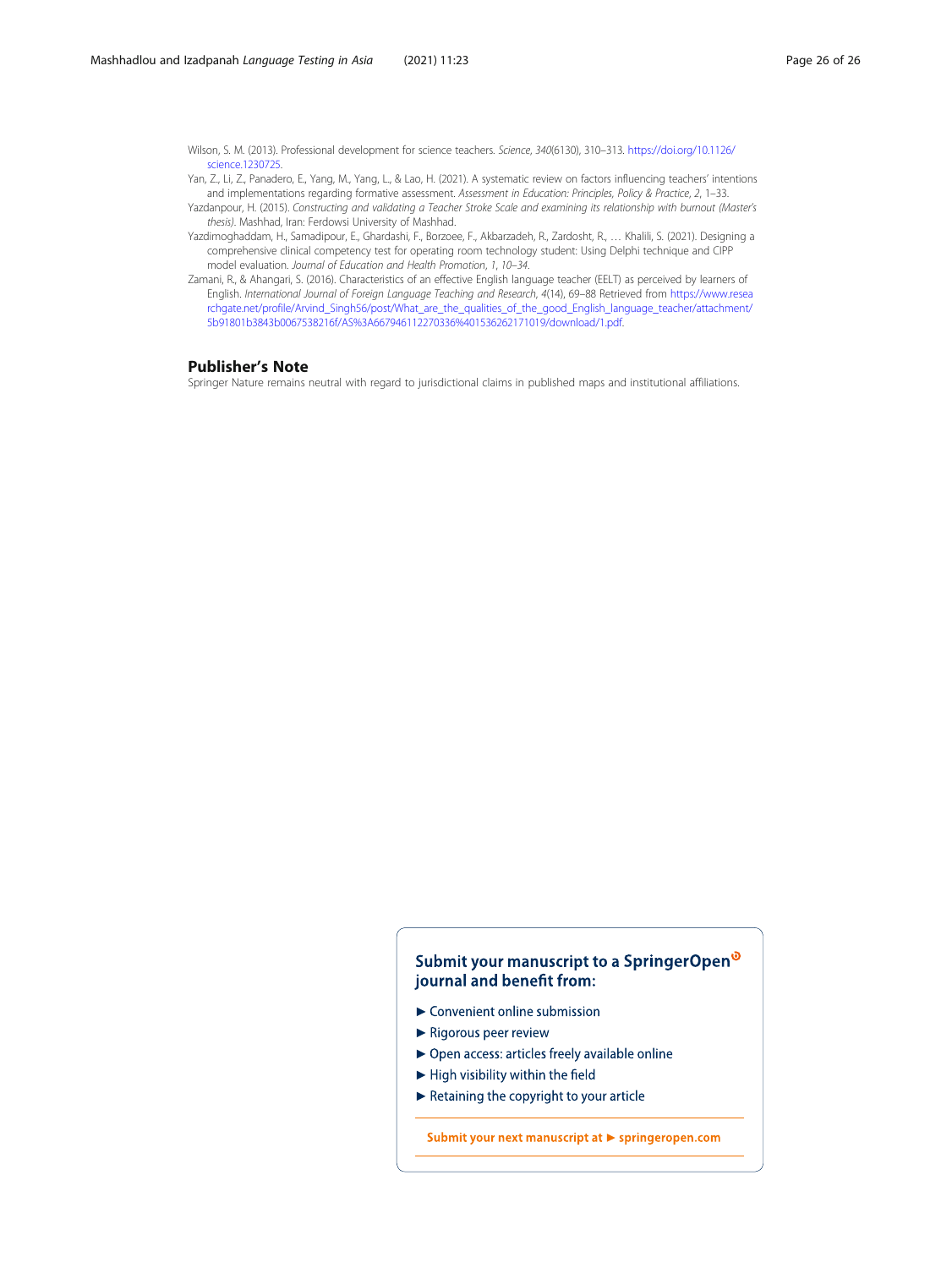Wilson, S. M. (2013). Professional development for science teachers. *Science, 340*(6130), 310–313. https://doi.org/10.1126/science.1230725.

Yan, Z., Li, Z., Panadero, E., Yang, M., Yang, L., & Lao, H. (2021). A systematic review on factors influencing teachers' intentions and implementations regarding formative assessment. *Assessment in Education: Principles, Policy & Practice*, *2*, 1–33.

Yazdanpour, H. (2015). *Constructing and validating a Teacher Stroke Scale and examining its relationship with burnout (Master's thesis)*. Mashhad, Iran: Ferdowsi University of Mashhad.

Yazdimoghaddam, H., Samadipour, E., Ghardashi, F., Borzoee, F., Akbarzadeh, R., Zardosht, R., … Khalili, S. (2021). Designing a comprehensive clinical competency test for operating room technology student: Using Delphi technique and CIPP model evaluation. *Journal of Education and Health Promotion*, *1*, *10–34*.

Zamani, R., & Ahangari, S. (2016). Characteristics of an effective English language teacher (EELT) as perceived by learners of English. *International Journal of Foreign Language Teaching and Research*, *4*(14), 69–88 Retrieved from https://www.researchgate.net/profile/Arvind_Singh56/post/What_are_the_qualities_of_the_good_English_language_teacher/attachment/5b91801b3843b0067538216f/AS%3A667946112270336%401536262171019/download/1.pdf.

## Publisher's Note

Springer Nature remains neutral with regard to jurisdictional claims in published maps and institutional affiliations.

**Submit your manuscript to a SpringerOpen journal and benefit from:**

- ► Convenient online submission
- ► Rigorous peer review
- ► Open access: articles freely available online
- ► High visibility within the field
- ► Retaining the copyright to your article

**Submit your next manuscript at ► springeropen.com**